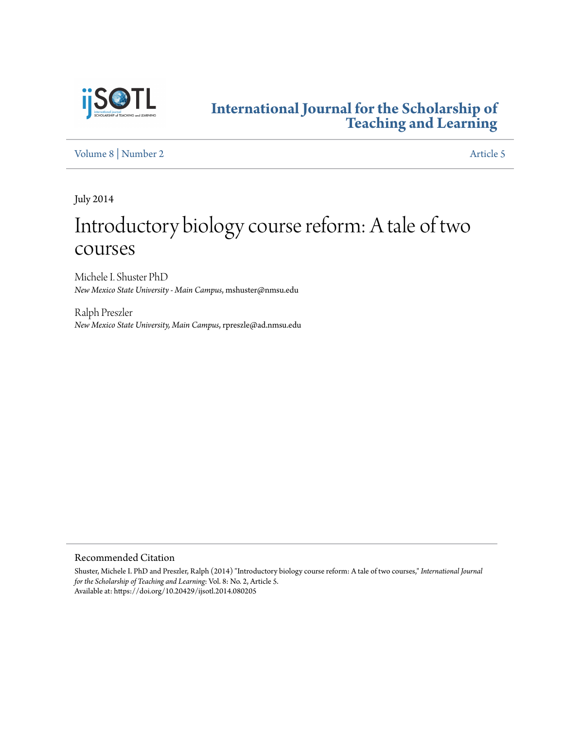# International Journal for the Scholarship of Teaching and Learning

Volume 8 | Number 2 Article 5

July 2014

# Introductory biology course reform: A tale of two courses

Michele I. Shuster PhD
*New Mexico State University - Main Campus*, mshuster@nmsu.edu

Ralph Preszler
*New Mexico State University, Main Campus*, rpreszle@ad.nmsu.edu

## Recommended Citation

Shuster, Michele I. PhD and Preszler, Ralph (2014) "Introductory biology course reform: A tale of two courses," *International Journal for the Scholarship of Teaching and Learning*: Vol. 8: No. 2, Article 5.
Available at: https://doi.org/10.20429/ijsotl.2014.080205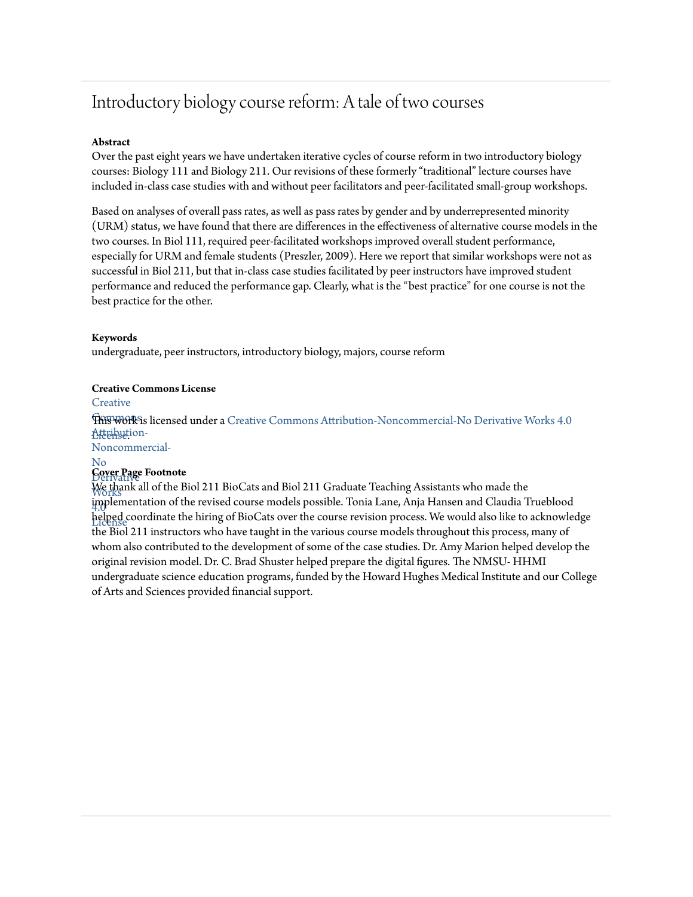# Introductory biology course reform: A tale of two courses

**Abstract**

Over the past eight years we have undertaken iterative cycles of course reform in two introductory biology courses: Biology 111 and Biology 211. Our revisions of these formerly "traditional" lecture courses have included in-class case studies with and without peer facilitators and peer-facilitated small-group workshops.

Based on analyses of overall pass rates, as well as pass rates by gender and by underrepresented minority (URM) status, we have found that there are differences in the effectiveness of alternative course models in the two courses. In Biol 111, required peer-facilitated workshops improved overall student performance, especially for URM and female students (Preszler, 2009). Here we report that similar workshops were not as successful in Biol 211, but that in-class case studies facilitated by peer instructors have improved student performance and reduced the performance gap. Clearly, what is the "best practice" for one course is not the best practice for the other.

**Keywords**

undergraduate, peer instructors, introductory biology, majors, course reform

**Creative Commons License**

This work is licensed under a Creative Commons Attribution-Noncommercial-No Derivative Works 4.0 License.

**Cover Page Footnote**

We thank all of the Biol 211 BioCats and Biol 211 Graduate Teaching Assistants who made the implementation of the revised course models possible. Tonia Lane, Anja Hansen and Claudia Trueblood helped coordinate the hiring of BioCats over the course revision process. We would also like to acknowledge the Biol 211 instructors who have taught in the various course models throughout this process, many of whom also contributed to the development of some of the case studies. Dr. Amy Marion helped develop the original revision model. Dr. C. Brad Shuster helped prepare the digital figures. The NMSU- HHMI undergraduate science education programs, funded by the Howard Hughes Medical Institute and our College of Arts and Sciences provided financial support.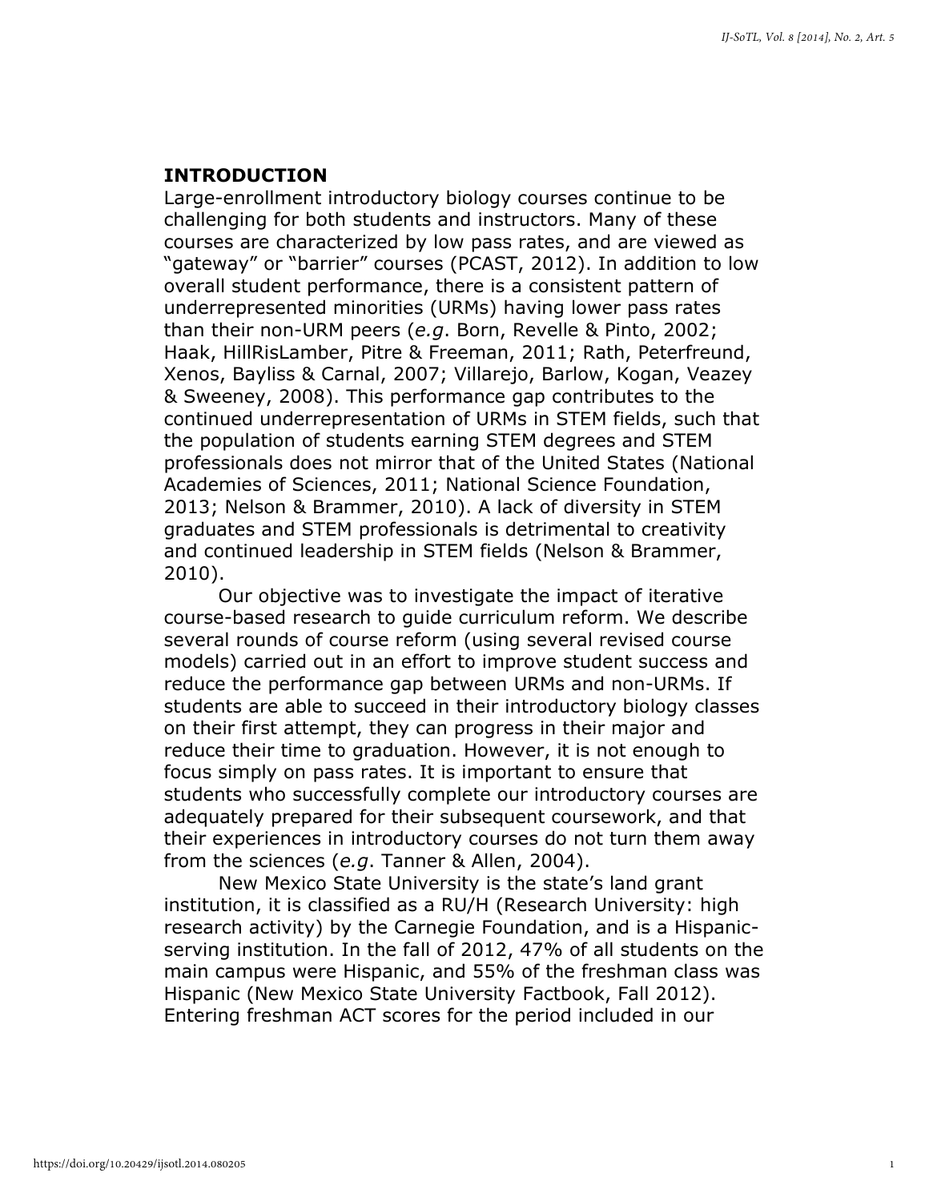## INTRODUCTION

Large-enrollment introductory biology courses continue to be challenging for both students and instructors. Many of these courses are characterized by low pass rates, and are viewed as "gateway" or "barrier" courses (PCAST, 2012). In addition to low overall student performance, there is a consistent pattern of underrepresented minorities (URMs) having lower pass rates than their non-URM peers (*e.g*. Born, Revelle & Pinto, 2002; Haak, HillRisLamber, Pitre & Freeman, 2011; Rath, Peterfreund, Xenos, Bayliss & Carnal, 2007; Villarejo, Barlow, Kogan, Veazey & Sweeney, 2008). This performance gap contributes to the continued underrepresentation of URMs in STEM fields, such that the population of students earning STEM degrees and STEM professionals does not mirror that of the United States (National Academies of Sciences, 2011; National Science Foundation, 2013; Nelson & Brammer, 2010). A lack of diversity in STEM graduates and STEM professionals is detrimental to creativity and continued leadership in STEM fields (Nelson & Brammer, 2010).

Our objective was to investigate the impact of iterative course-based research to guide curriculum reform. We describe several rounds of course reform (using several revised course models) carried out in an effort to improve student success and reduce the performance gap between URMs and non-URMs. If students are able to succeed in their introductory biology classes on their first attempt, they can progress in their major and reduce their time to graduation. However, it is not enough to focus simply on pass rates. It is important to ensure that students who successfully complete our introductory courses are adequately prepared for their subsequent coursework, and that their experiences in introductory courses do not turn them away from the sciences (*e.g*. Tanner & Allen, 2004).

New Mexico State University is the state's land grant institution, it is classified as a RU/H (Research University: high research activity) by the Carnegie Foundation, and is a Hispanic-serving institution. In the fall of 2012, 47% of all students on the main campus were Hispanic, and 55% of the freshman class was Hispanic (New Mexico State University Factbook, Fall 2012). Entering freshman ACT scores for the period included in our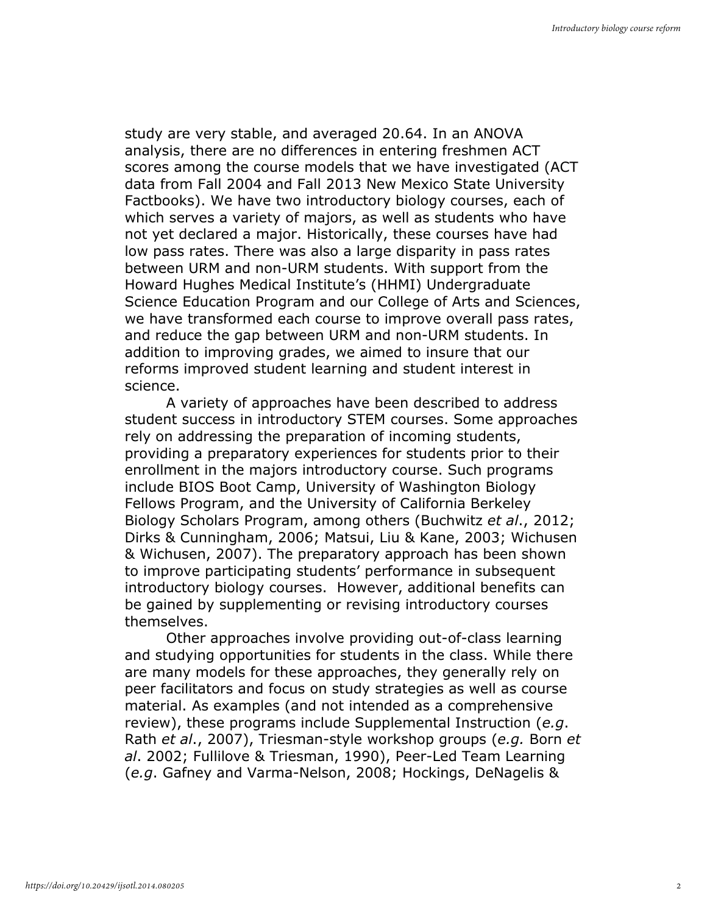study are very stable, and averaged 20.64. In an ANOVA analysis, there are no differences in entering freshmen ACT scores among the course models that we have investigated (ACT data from Fall 2004 and Fall 2013 New Mexico State University Factbooks). We have two introductory biology courses, each of which serves a variety of majors, as well as students who have not yet declared a major. Historically, these courses have had low pass rates. There was also a large disparity in pass rates between URM and non-URM students. With support from the Howard Hughes Medical Institute's (HHMI) Undergraduate Science Education Program and our College of Arts and Sciences, we have transformed each course to improve overall pass rates, and reduce the gap between URM and non-URM students. In addition to improving grades, we aimed to insure that our reforms improved student learning and student interest in science.

A variety of approaches have been described to address student success in introductory STEM courses. Some approaches rely on addressing the preparation of incoming students, providing a preparatory experiences for students prior to their enrollment in the majors introductory course. Such programs include BIOS Boot Camp, University of Washington Biology Fellows Program, and the University of California Berkeley Biology Scholars Program, among others (Buchwitz *et al*., 2012; Dirks & Cunningham, 2006; Matsui, Liu & Kane, 2003; Wichusen & Wichusen, 2007). The preparatory approach has been shown to improve participating students' performance in subsequent introductory biology courses. However, additional benefits can be gained by supplementing or revising introductory courses themselves.

Other approaches involve providing out-of-class learning and studying opportunities for students in the class. While there are many models for these approaches, they generally rely on peer facilitators and focus on study strategies as well as course material. As examples (and not intended as a comprehensive review), these programs include Supplemental Instruction (*e.g*. Rath *et al*., 2007), Triesman-style workshop groups (*e.g.* Born *et al*. 2002; Fullilove & Triesman, 1990), Peer-Led Team Learning (*e.g*. Gafney and Varma-Nelson, 2008; Hockings, DeNagelis &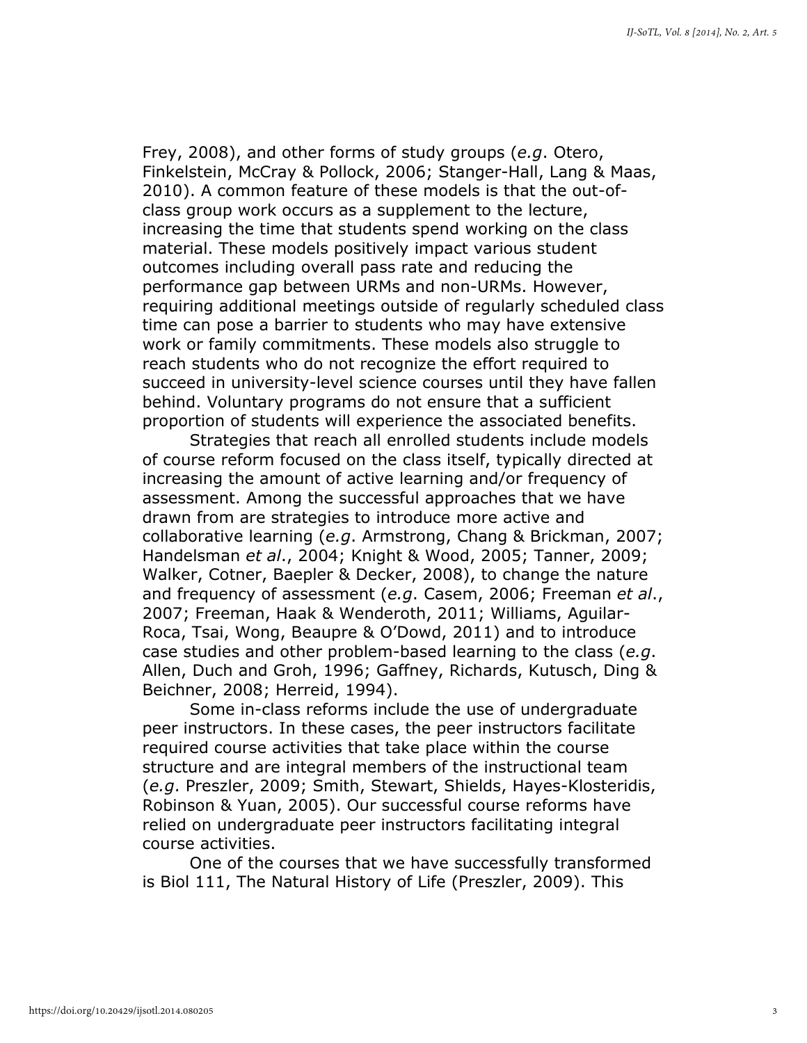Frey, 2008), and other forms of study groups (*e.g*. Otero, Finkelstein, McCray & Pollock, 2006; Stanger-Hall, Lang & Maas, 2010). A common feature of these models is that the out-of-class group work occurs as a supplement to the lecture, increasing the time that students spend working on the class material. These models positively impact various student outcomes including overall pass rate and reducing the performance gap between URMs and non-URMs. However, requiring additional meetings outside of regularly scheduled class time can pose a barrier to students who may have extensive work or family commitments. These models also struggle to reach students who do not recognize the effort required to succeed in university-level science courses until they have fallen behind. Voluntary programs do not ensure that a sufficient proportion of students will experience the associated benefits.

Strategies that reach all enrolled students include models of course reform focused on the class itself, typically directed at increasing the amount of active learning and/or frequency of assessment. Among the successful approaches that we have drawn from are strategies to introduce more active and collaborative learning (*e.g*. Armstrong, Chang & Brickman, 2007; Handelsman *et al*., 2004; Knight & Wood, 2005; Tanner, 2009; Walker, Cotner, Baepler & Decker, 2008), to change the nature and frequency of assessment (*e.g*. Casem, 2006; Freeman *et al*., 2007; Freeman, Haak & Wenderoth, 2011; Williams, Aguilar-Roca, Tsai, Wong, Beaupre & O'Dowd, 2011) and to introduce case studies and other problem-based learning to the class (*e.g*. Allen, Duch and Groh, 1996; Gaffney, Richards, Kutusch, Ding & Beichner, 2008; Herreid, 1994).

Some in-class reforms include the use of undergraduate peer instructors. In these cases, the peer instructors facilitate required course activities that take place within the course structure and are integral members of the instructional team (*e.g*. Preszler, 2009; Smith, Stewart, Shields, Hayes-Klosteridis, Robinson & Yuan, 2005). Our successful course reforms have relied on undergraduate peer instructors facilitating integral course activities.

One of the courses that we have successfully transformed is Biol 111, The Natural History of Life (Preszler, 2009). This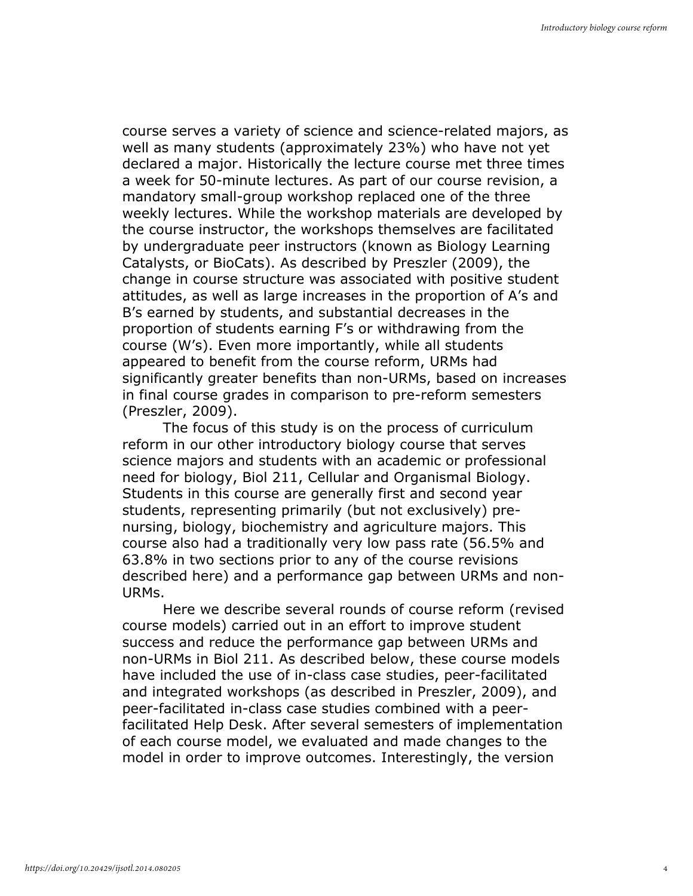course serves a variety of science and science-related majors, as well as many students (approximately 23%) who have not yet declared a major. Historically the lecture course met three times a week for 50-minute lectures. As part of our course revision, a mandatory small-group workshop replaced one of the three weekly lectures. While the workshop materials are developed by the course instructor, the workshops themselves are facilitated by undergraduate peer instructors (known as Biology Learning Catalysts, or BioCats). As described by Preszler (2009), the change in course structure was associated with positive student attitudes, as well as large increases in the proportion of A's and B's earned by students, and substantial decreases in the proportion of students earning F's or withdrawing from the course (W's). Even more importantly, while all students appeared to benefit from the course reform, URMs had significantly greater benefits than non-URMs, based on increases in final course grades in comparison to pre-reform semesters (Preszler, 2009).

The focus of this study is on the process of curriculum reform in our other introductory biology course that serves science majors and students with an academic or professional need for biology, Biol 211, Cellular and Organismal Biology. Students in this course are generally first and second year students, representing primarily (but not exclusively) pre-nursing, biology, biochemistry and agriculture majors. This course also had a traditionally very low pass rate (56.5% and 63.8% in two sections prior to any of the course revisions described here) and a performance gap between URMs and non-URMs.

Here we describe several rounds of course reform (revised course models) carried out in an effort to improve student success and reduce the performance gap between URMs and non-URMs in Biol 211. As described below, these course models have included the use of in-class case studies, peer-facilitated and integrated workshops (as described in Preszler, 2009), and peer-facilitated in-class case studies combined with a peer-facilitated Help Desk. After several semesters of implementation of each course model, we evaluated and made changes to the model in order to improve outcomes. Interestingly, the version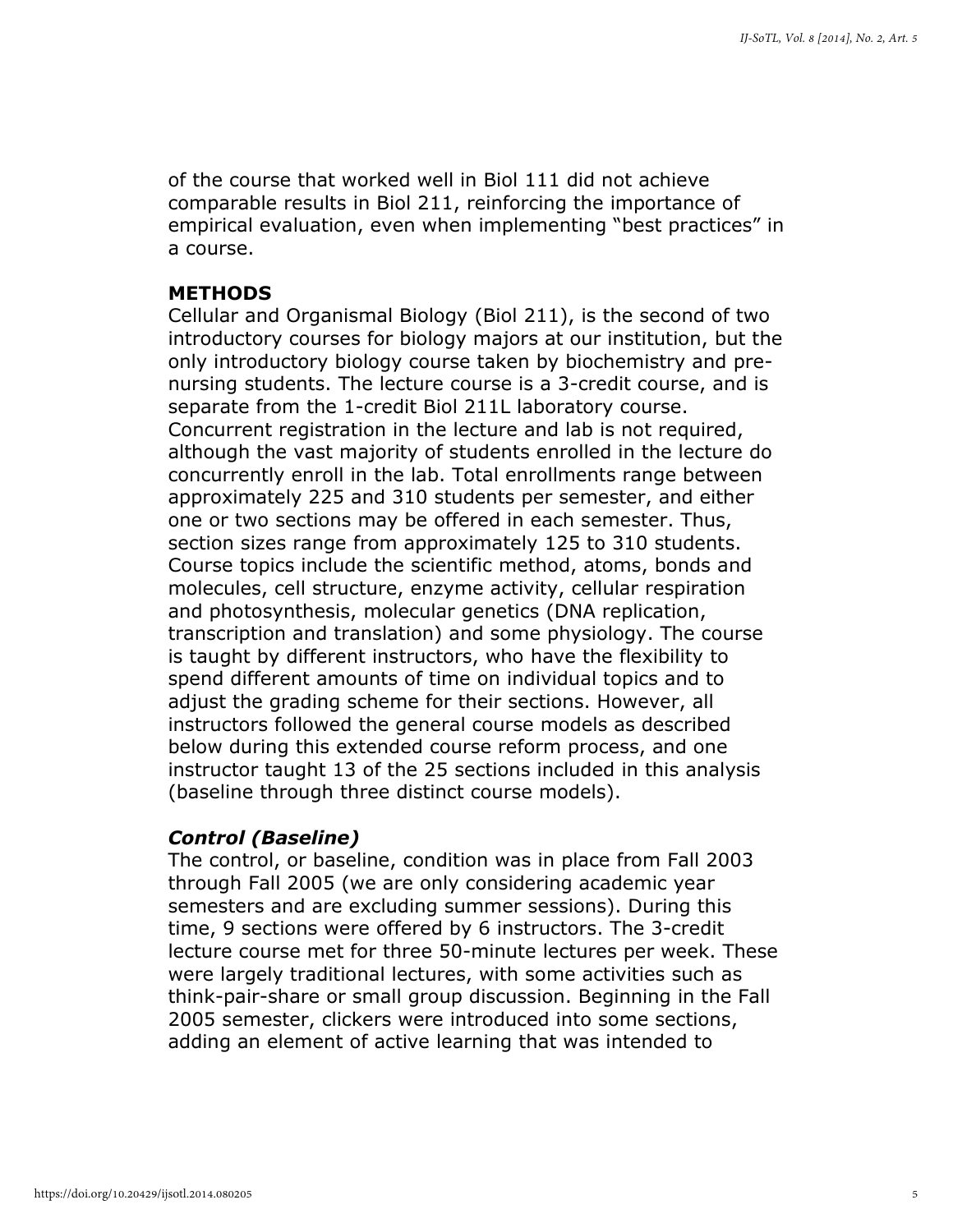of the course that worked well in Biol 111 did not achieve comparable results in Biol 211, reinforcing the importance of empirical evaluation, even when implementing "best practices" in a course.

## METHODS

Cellular and Organismal Biology (Biol 211), is the second of two introductory courses for biology majors at our institution, but the only introductory biology course taken by biochemistry and pre-nursing students. The lecture course is a 3-credit course, and is separate from the 1-credit Biol 211L laboratory course. Concurrent registration in the lecture and lab is not required, although the vast majority of students enrolled in the lecture do concurrently enroll in the lab. Total enrollments range between approximately 225 and 310 students per semester, and either one or two sections may be offered in each semester. Thus, section sizes range from approximately 125 to 310 students. Course topics include the scientific method, atoms, bonds and molecules, cell structure, enzyme activity, cellular respiration and photosynthesis, molecular genetics (DNA replication, transcription and translation) and some physiology. The course is taught by different instructors, who have the flexibility to spend different amounts of time on individual topics and to adjust the grading scheme for their sections. However, all instructors followed the general course models as described below during this extended course reform process, and one instructor taught 13 of the 25 sections included in this analysis (baseline through three distinct course models).

### *Control (Baseline)*

The control, or baseline, condition was in place from Fall 2003 through Fall 2005 (we are only considering academic year semesters and are excluding summer sessions). During this time, 9 sections were offered by 6 instructors. The 3-credit lecture course met for three 50-minute lectures per week. These were largely traditional lectures, with some activities such as think-pair-share or small group discussion. Beginning in the Fall 2005 semester, clickers were introduced into some sections, adding an element of active learning that was intended to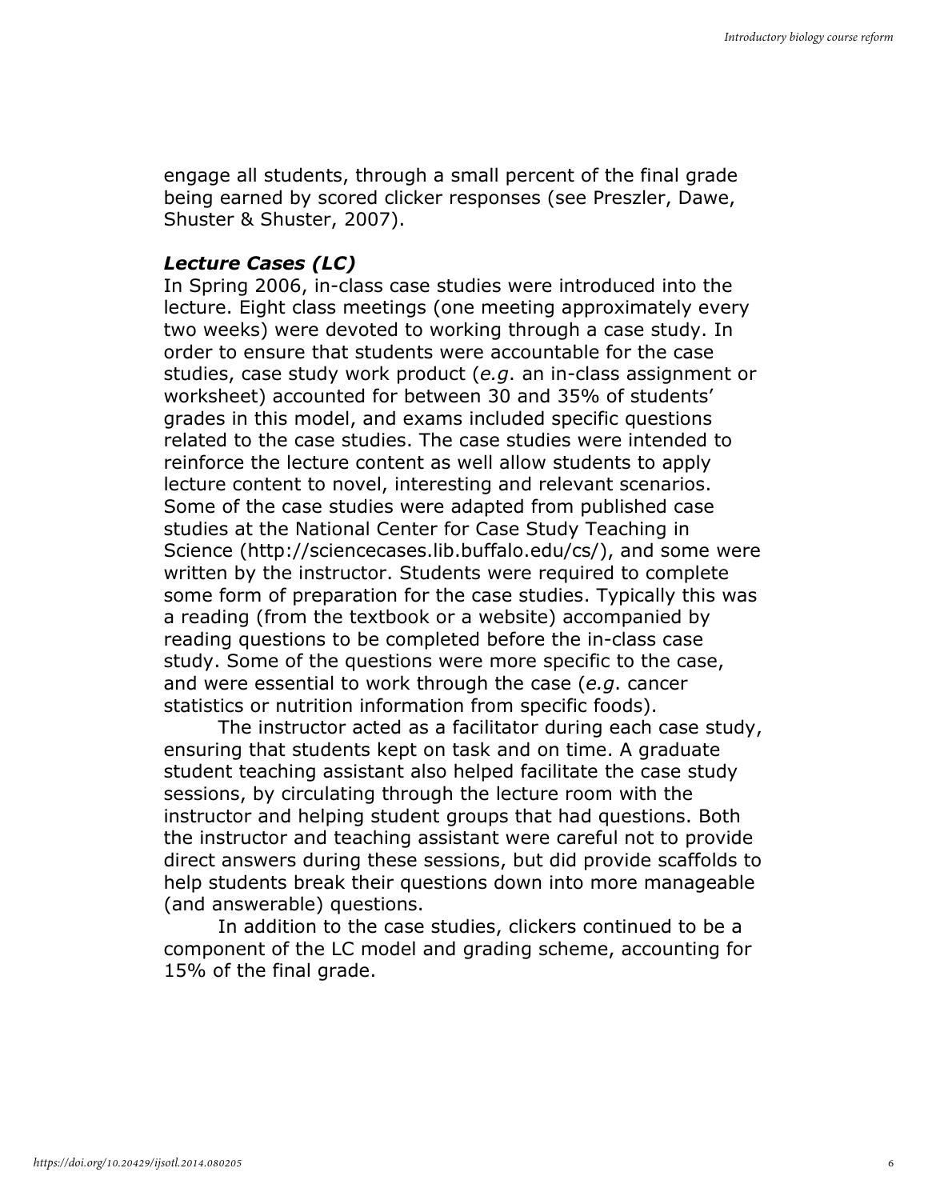engage all students, through a small percent of the final grade being earned by scored clicker responses (see Preszler, Dawe, Shuster & Shuster, 2007).

### *Lecture Cases (LC)*

In Spring 2006, in-class case studies were introduced into the lecture. Eight class meetings (one meeting approximately every two weeks) were devoted to working through a case study. In order to ensure that students were accountable for the case studies, case study work product (*e.g*. an in-class assignment or worksheet) accounted for between 30 and 35% of students' grades in this model, and exams included specific questions related to the case studies. The case studies were intended to reinforce the lecture content as well allow students to apply lecture content to novel, interesting and relevant scenarios. Some of the case studies were adapted from published case studies at the National Center for Case Study Teaching in Science (http://sciencecases.lib.buffalo.edu/cs/), and some were written by the instructor. Students were required to complete some form of preparation for the case studies. Typically this was a reading (from the textbook or a website) accompanied by reading questions to be completed before the in-class case study. Some of the questions were more specific to the case, and were essential to work through the case (*e.g*. cancer statistics or nutrition information from specific foods).

The instructor acted as a facilitator during each case study, ensuring that students kept on task and on time. A graduate student teaching assistant also helped facilitate the case study sessions, by circulating through the lecture room with the instructor and helping student groups that had questions. Both the instructor and teaching assistant were careful not to provide direct answers during these sessions, but did provide scaffolds to help students break their questions down into more manageable (and answerable) questions.

In addition to the case studies, clickers continued to be a component of the LC model and grading scheme, accounting for 15% of the final grade.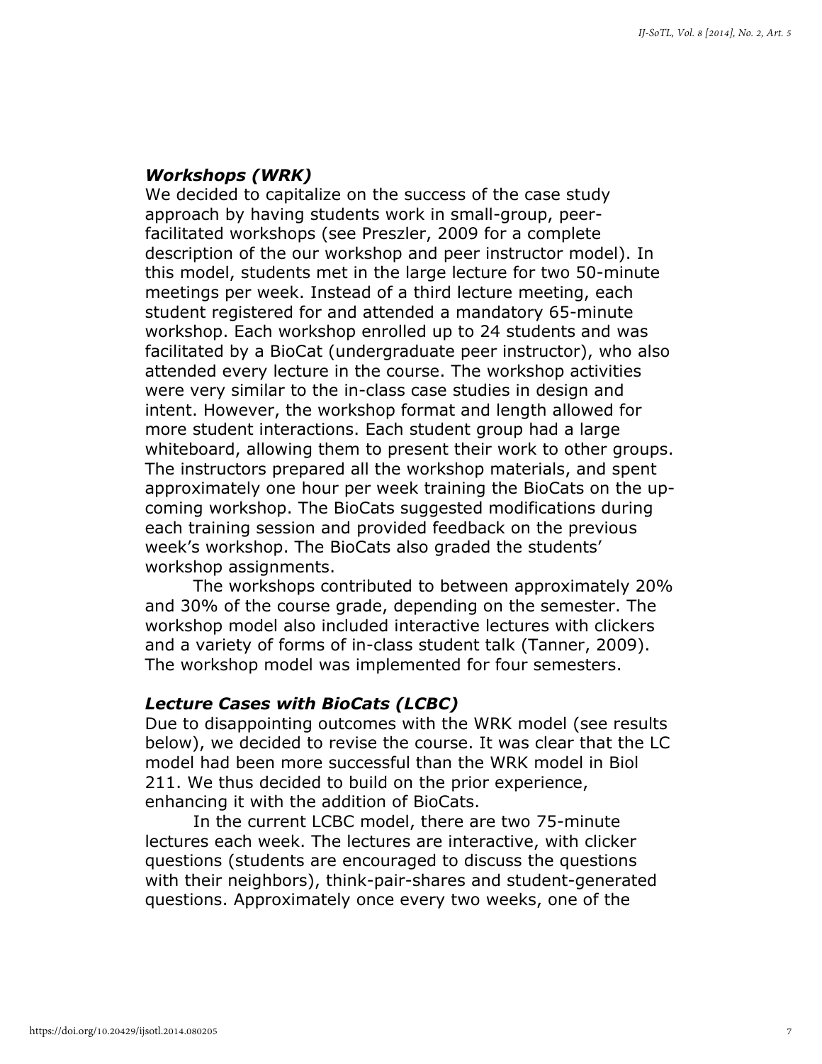### *Workshops (WRK)*

We decided to capitalize on the success of the case study approach by having students work in small-group, peer-facilitated workshops (see Preszler, 2009 for a complete description of the our workshop and peer instructor model). In this model, students met in the large lecture for two 50-minute meetings per week. Instead of a third lecture meeting, each student registered for and attended a mandatory 65-minute workshop. Each workshop enrolled up to 24 students and was facilitated by a BioCat (undergraduate peer instructor), who also attended every lecture in the course. The workshop activities were very similar to the in-class case studies in design and intent. However, the workshop format and length allowed for more student interactions. Each student group had a large whiteboard, allowing them to present their work to other groups. The instructors prepared all the workshop materials, and spent approximately one hour per week training the BioCats on the up-coming workshop. The BioCats suggested modifications during each training session and provided feedback on the previous week's workshop. The BioCats also graded the students' workshop assignments.

The workshops contributed to between approximately 20% and 30% of the course grade, depending on the semester. The workshop model also included interactive lectures with clickers and a variety of forms of in-class student talk (Tanner, 2009). The workshop model was implemented for four semesters.

### *Lecture Cases with BioCats (LCBC)*

Due to disappointing outcomes with the WRK model (see results below), we decided to revise the course. It was clear that the LC model had been more successful than the WRK model in Biol 211. We thus decided to build on the prior experience, enhancing it with the addition of BioCats.

In the current LCBC model, there are two 75-minute lectures each week. The lectures are interactive, with clicker questions (students are encouraged to discuss the questions with their neighbors), think-pair-shares and student-generated questions. Approximately once every two weeks, one of the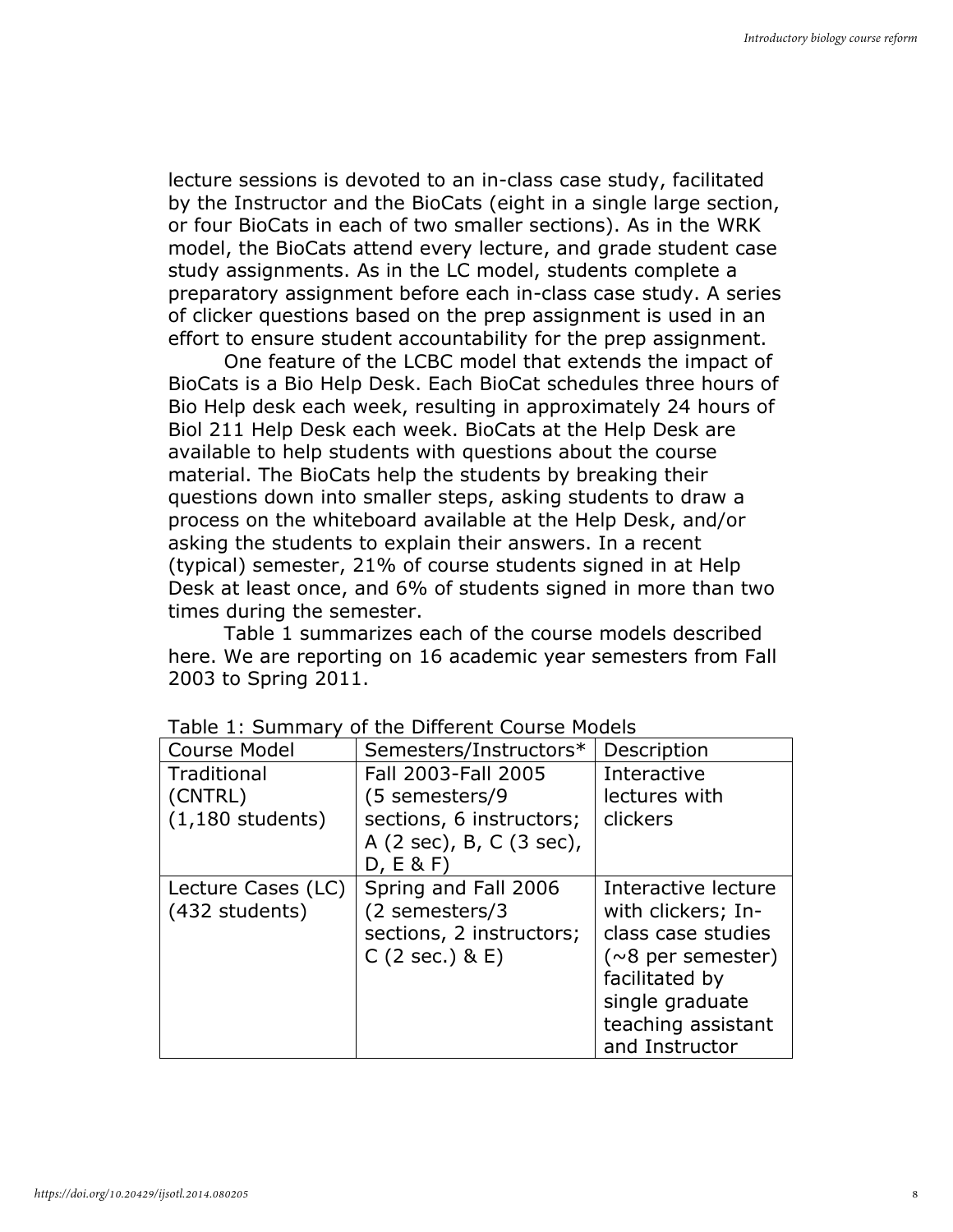lecture sessions is devoted to an in-class case study, facilitated by the Instructor and the BioCats (eight in a single large section, or four BioCats in each of two smaller sections). As in the WRK model, the BioCats attend every lecture, and grade student case study assignments. As in the LC model, students complete a preparatory assignment before each in-class case study. A series of clicker questions based on the prep assignment is used in an effort to ensure student accountability for the prep assignment.

One feature of the LCBC model that extends the impact of BioCats is a Bio Help Desk. Each BioCat schedules three hours of Bio Help desk each week, resulting in approximately 24 hours of Biol 211 Help Desk each week. BioCats at the Help Desk are available to help students with questions about the course material. The BioCats help the students by breaking their questions down into smaller steps, asking students to draw a process on the whiteboard available at the Help Desk, and/or asking the students to explain their answers. In a recent (typical) semester, 21% of course students signed in at Help Desk at least once, and 6% of students signed in more than two times during the semester.

Table 1 summarizes each of the course models described here. We are reporting on 16 academic year semesters from Fall 2003 to Spring 2011.

Table 1: Summary of the Different Course Models

| Course Model | Semesters/Instructors* | Description |
|---|---|---|
| Traditional (CNTRL) (1,180 students) | Fall 2003-Fall 2005 (5 semesters/9 sections, 6 instructors; A (2 sec), B, C (3 sec), D, E & F) | Interactive lectures with clickers |
| Lecture Cases (LC) (432 students) | Spring and Fall 2006 (2 semesters/3 sections, 2 instructors; C (2 sec.) & E) | Interactive lecture with clickers; In-class case studies (~8 per semester) facilitated by single graduate teaching assistant and Instructor |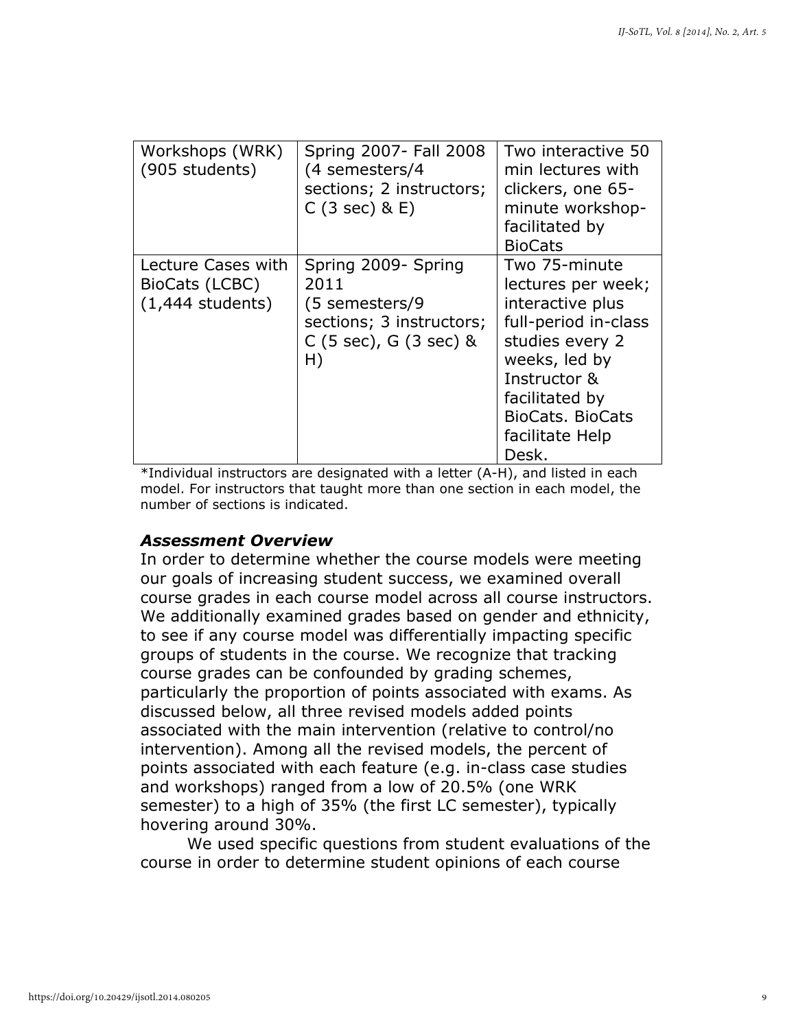| Workshops (WRK) (905 students) | Spring 2007- Fall 2008 (4 semesters/4 sections; 2 instructors; C (3 sec) & E) | Two interactive 50 min lectures with clickers, one 65-minute workshop-facilitated by BioCats |
|---|---|---|
| Lecture Cases with BioCats (LCBC) (1,444 students) | Spring 2009- Spring 2011 (5 semesters/9 sections; 3 instructors; C (5 sec), G (3 sec) & H) | Two 75-minute lectures per week; interactive plus full-period in-class studies every 2 weeks, led by Instructor & facilitated by BioCats. BioCats facilitate Help Desk. |

*Individual instructors are designated with a letter (A-H), and listed in each model. For instructors that taught more than one section in each model, the number of sections is indicated.

### *Assessment Overview*

In order to determine whether the course models were meeting our goals of increasing student success, we examined overall course grades in each course model across all course instructors. We additionally examined grades based on gender and ethnicity, to see if any course model was differentially impacting specific groups of students in the course. We recognize that tracking course grades can be confounded by grading schemes, particularly the proportion of points associated with exams. As discussed below, all three revised models added points associated with the main intervention (relative to control/no intervention). Among all the revised models, the percent of points associated with each feature (e.g. in-class case studies and workshops) ranged from a low of 20.5% (one WRK semester) to a high of 35% (the first LC semester), typically hovering around 30%.

We used specific questions from student evaluations of the course in order to determine student opinions of each course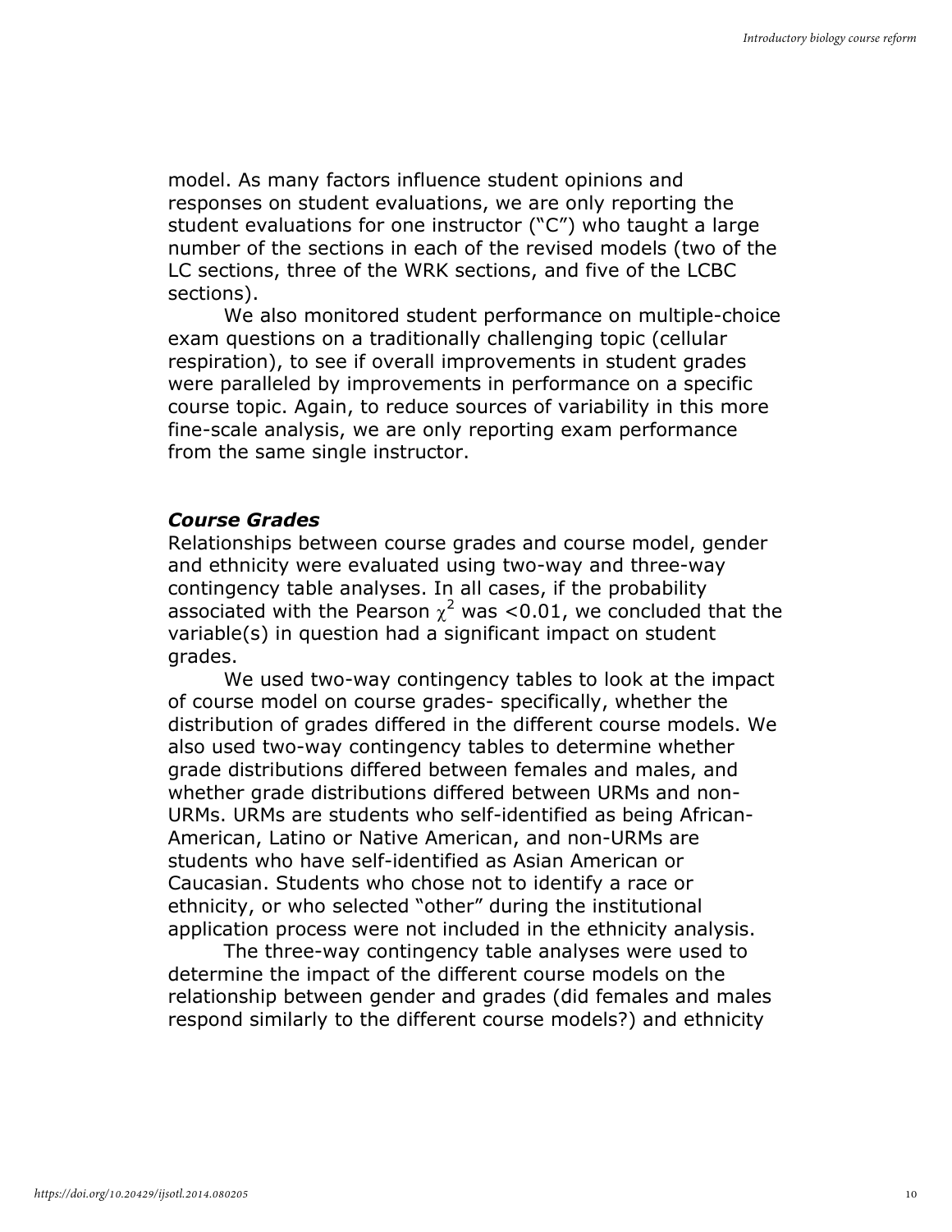model. As many factors influence student opinions and responses on student evaluations, we are only reporting the student evaluations for one instructor ("C") who taught a large number of the sections in each of the revised models (two of the LC sections, three of the WRK sections, and five of the LCBC sections).

We also monitored student performance on multiple-choice exam questions on a traditionally challenging topic (cellular respiration), to see if overall improvements in student grades were paralleled by improvements in performance on a specific course topic. Again, to reduce sources of variability in this more fine-scale analysis, we are only reporting exam performance from the same single instructor.

### *Course Grades*

Relationships between course grades and course model, gender and ethnicity were evaluated using two-way and three-way contingency table analyses. In all cases, if the probability associated with the Pearson $\chi^2$ was <0.01, we concluded that the variable(s) in question had a significant impact on student grades.

We used two-way contingency tables to look at the impact of course model on course grades- specifically, whether the distribution of grades differed in the different course models. We also used two-way contingency tables to determine whether grade distributions differed between females and males, and whether grade distributions differed between URMs and non-URMs. URMs are students who self-identified as being African-American, Latino or Native American, and non-URMs are students who have self-identified as Asian American or Caucasian. Students who chose not to identify a race or ethnicity, or who selected "other" during the institutional application process were not included in the ethnicity analysis.

The three-way contingency table analyses were used to determine the impact of the different course models on the relationship between gender and grades (did females and males respond similarly to the different course models?) and ethnicity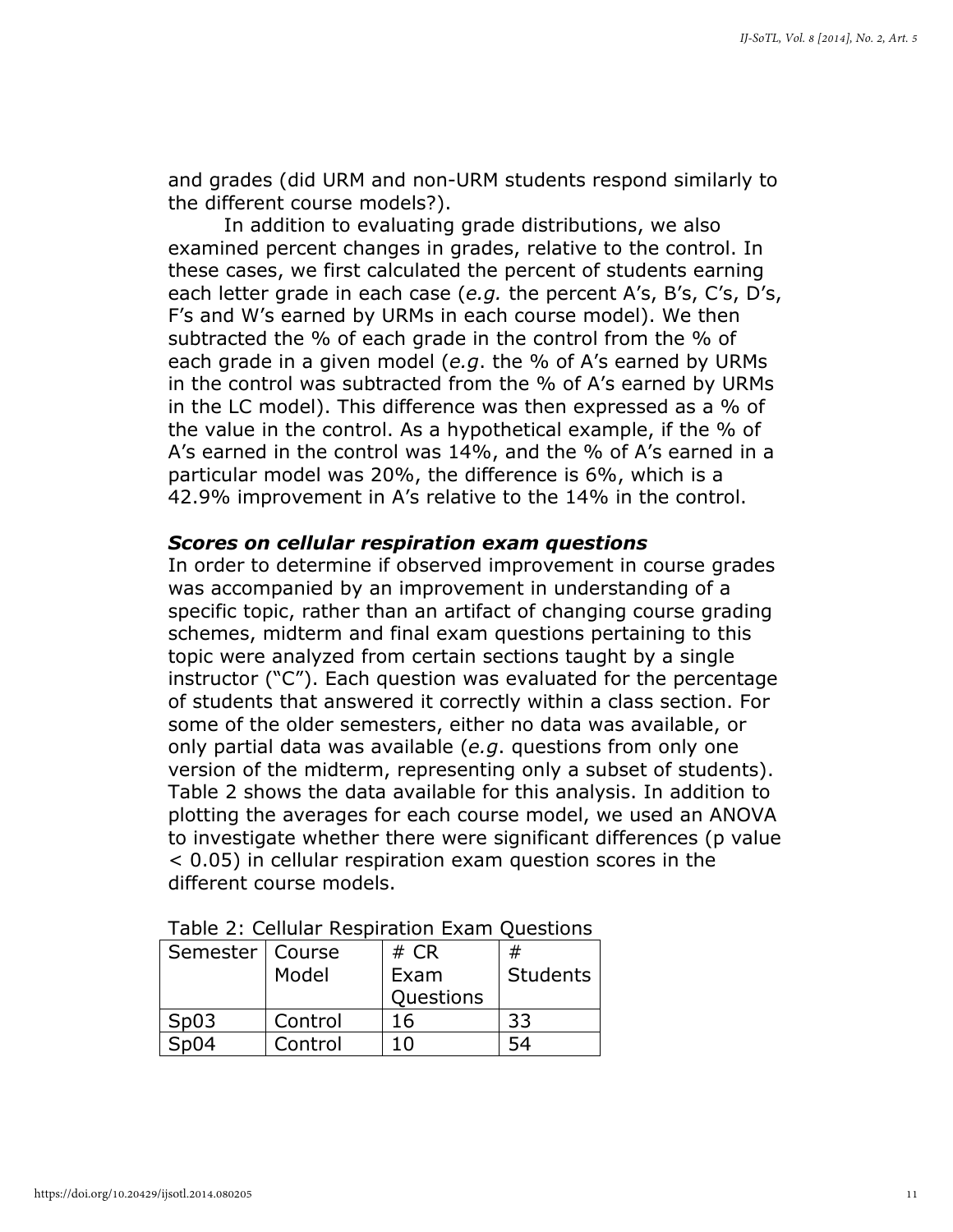and grades (did URM and non-URM students respond similarly to the different course models?).

In addition to evaluating grade distributions, we also examined percent changes in grades, relative to the control. In these cases, we first calculated the percent of students earning each letter grade in each case (*e.g.* the percent A's, B's, C's, D's, F's and W's earned by URMs in each course model). We then subtracted the % of each grade in the control from the % of each grade in a given model (*e.g*. the % of A's earned by URMs in the control was subtracted from the % of A's earned by URMs in the LC model). This difference was then expressed as a % of the value in the control. As a hypothetical example, if the % of A's earned in the control was 14%, and the % of A's earned in a particular model was 20%, the difference is 6%, which is a 42.9% improvement in A's relative to the 14% in the control.

### *Scores on cellular respiration exam questions*

In order to determine if observed improvement in course grades was accompanied by an improvement in understanding of a specific topic, rather than an artifact of changing course grading schemes, midterm and final exam questions pertaining to this topic were analyzed from certain sections taught by a single instructor ("C"). Each question was evaluated for the percentage of students that answered it correctly within a class section. For some of the older semesters, either no data was available, or only partial data was available (*e.g*. questions from only one version of the midterm, representing only a subset of students). Table 2 shows the data available for this analysis. In addition to plotting the averages for each course model, we used an ANOVA to investigate whether there were significant differences (p value $< 0.05$) in cellular respiration exam question scores in the different course models.

Table 2: Cellular Respiration Exam Questions

| Semester | Course Model | # CR Exam Questions | # Students |
|---|---|---|---|
| Sp03 | Control | 16 | 33 |
| Sp04 | Control | 10 | 54 |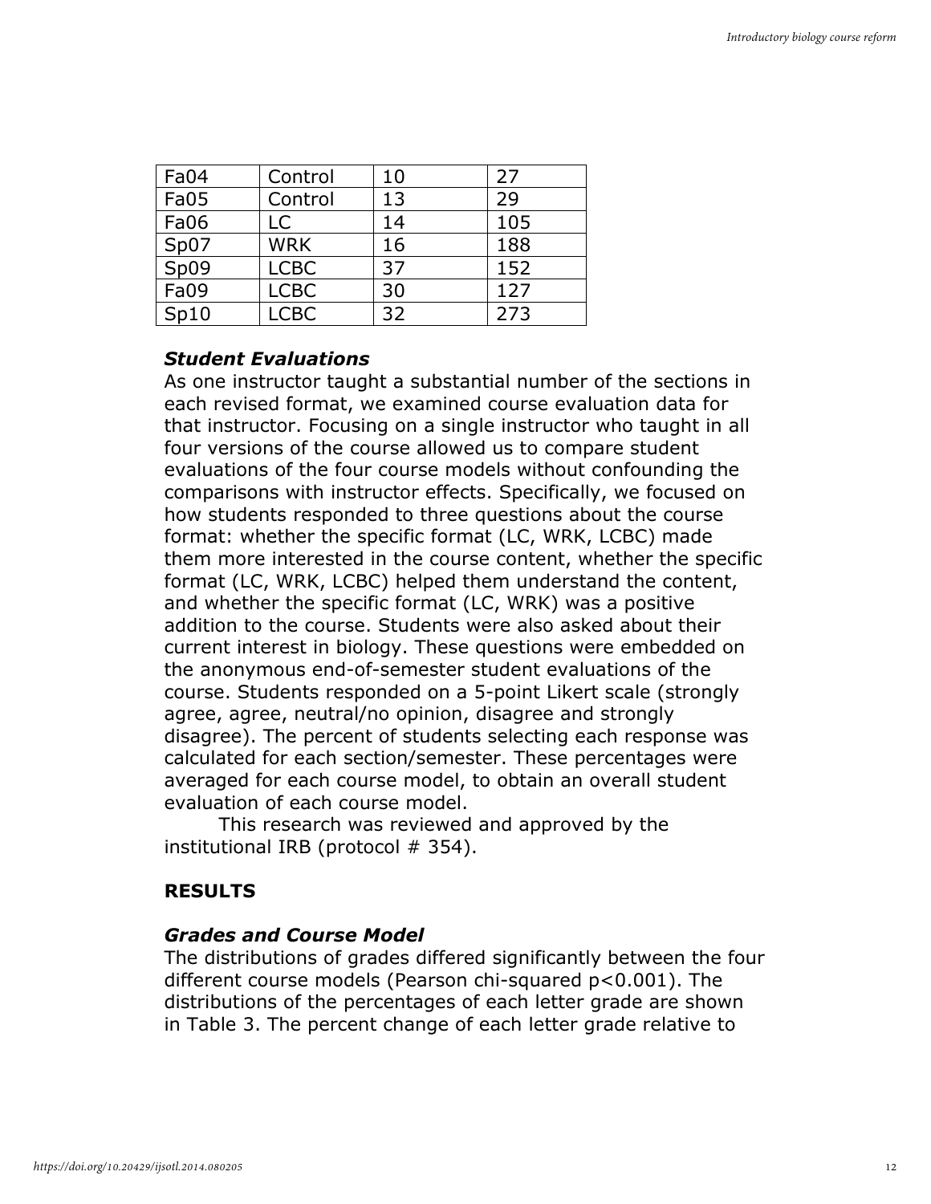| Fa04 | Control | 10 | 27 |
|---|---|---|---|
| Fa05 | Control | 13 | 29 |
| Fa06 | LC | 14 | 105 |
| Sp07 | WRK | 16 | 188 |
| Sp09 | LCBC | 37 | 152 |
| Fa09 | LCBC | 30 | 127 |
| Sp10 | LCBC | 32 | 273 |

### *Student Evaluations*

As one instructor taught a substantial number of the sections in each revised format, we examined course evaluation data for that instructor. Focusing on a single instructor who taught in all four versions of the course allowed us to compare student evaluations of the four course models without confounding the comparisons with instructor effects. Specifically, we focused on how students responded to three questions about the course format: whether the specific format (LC, WRK, LCBC) made them more interested in the course content, whether the specific format (LC, WRK, LCBC) helped them understand the content, and whether the specific format (LC, WRK) was a positive addition to the course. Students were also asked about their current interest in biology. These questions were embedded on the anonymous end-of-semester student evaluations of the course. Students responded on a 5-point Likert scale (strongly agree, agree, neutral/no opinion, disagree and strongly disagree). The percent of students selecting each response was calculated for each section/semester. These percentages were averaged for each course model, to obtain an overall student evaluation of each course model.

This research was reviewed and approved by the institutional IRB (protocol # 354).

## RESULTS

### *Grades and Course Model*

The distributions of grades differed significantly between the four different course models (Pearson chi-squared $p<0.001$). The distributions of the percentages of each letter grade are shown in Table 3. The percent change of each letter grade relative to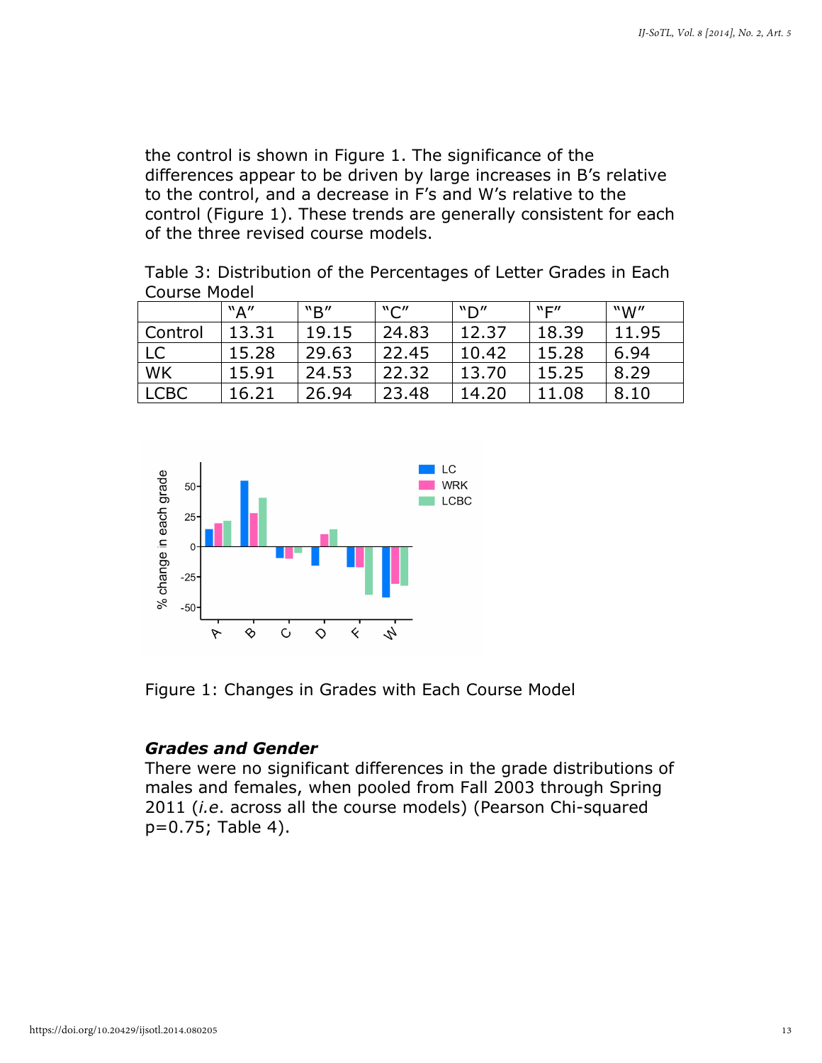the control is shown in Figure 1. The significance of the differences appear to be driven by large increases in B's relative to the control, and a decrease in F's and W's relative to the control (Figure 1). These trends are generally consistent for each of the three revised course models.

Table 3: Distribution of the Percentages of Letter Grades in Each Course Model

| | "A" | "B" | "C" | "D" | "F" | "W" |
|---|---|---|---|---|---|---|
| Control | 13.31 | 19.15 | 24.83 | 12.37 | 18.39 | 11.95 |
| LC | 15.28 | 29.63 | 22.45 | 10.42 | 15.28 | 6.94 |
| WK | 15.91 | 24.53 | 22.32 | 13.70 | 15.25 | 8.29 |
| LCBC | 16.21 | 26.94 | 23.48 | 14.20 | 11.08 | 8.10 |

Figure 1: Changes in Grades with Each Course Model

### *Grades and Gender*

There were no significant differences in the grade distributions of males and females, when pooled from Fall 2003 through Spring 2011 (*i.e*. across all the course models) (Pearson Chi-squared $p=0.75$; Table 4).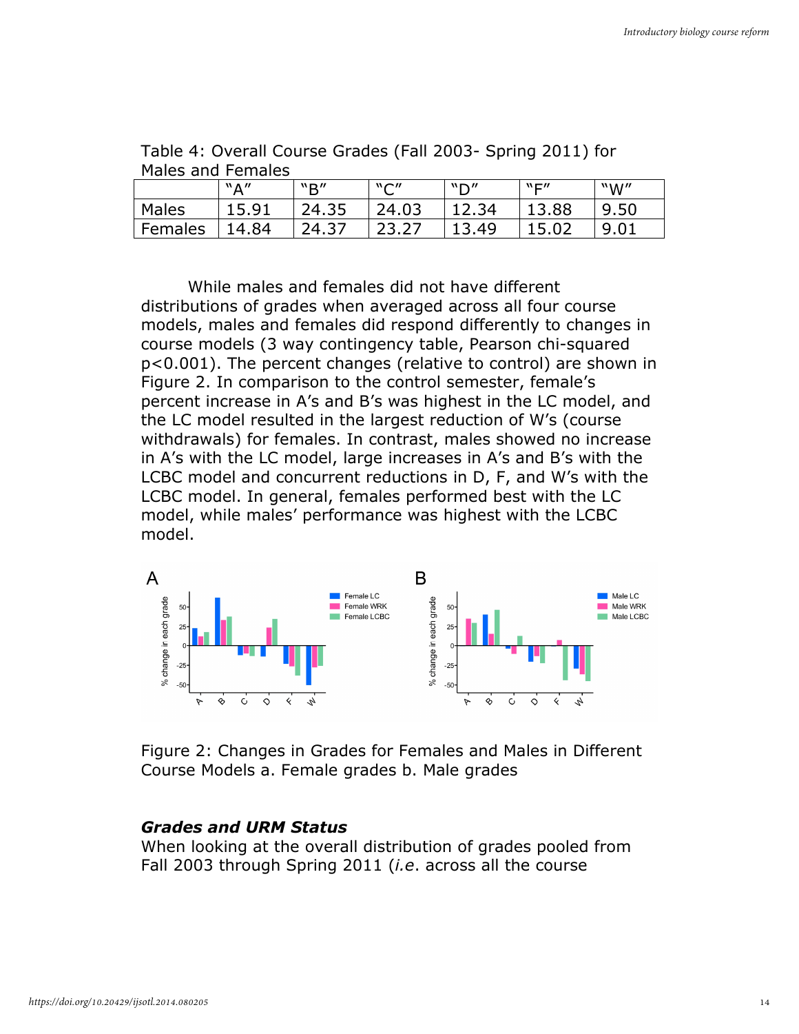Table 4: Overall Course Grades (Fall 2003- Spring 2011) for Males and Females

| | "A" | "B" | "C" | "D" | "F" | "W" |
|---|---|---|---|---|---|---|
| Males | 15.91 | 24.35 | 24.03 | 12.34 | 13.88 | 9.50 |
| Females | 14.84 | 24.37 | 23.27 | 13.49 | 15.02 | 9.01 |

While males and females did not have different distributions of grades when averaged across all four course models, males and females did respond differently to changes in course models (3 way contingency table, Pearson chi-squared $p<0.001$). The percent changes (relative to control) are shown in Figure 2. In comparison to the control semester, female's percent increase in A's and B's was highest in the LC model, and the LC model resulted in the largest reduction of W's (course withdrawals) for females. In contrast, males showed no increase in A's with the LC model, large increases in A's and B's with the LCBC model and concurrent reductions in D, F, and W's with the LCBC model. In general, females performed best with the LC model, while males' performance was highest with the LCBC model.

Figure 2: Changes in Grades for Females and Males in Different Course Models a. Female grades b. Male grades

### *Grades and URM Status*

When looking at the overall distribution of grades pooled from Fall 2003 through Spring 2011 (*i.e*. across all the course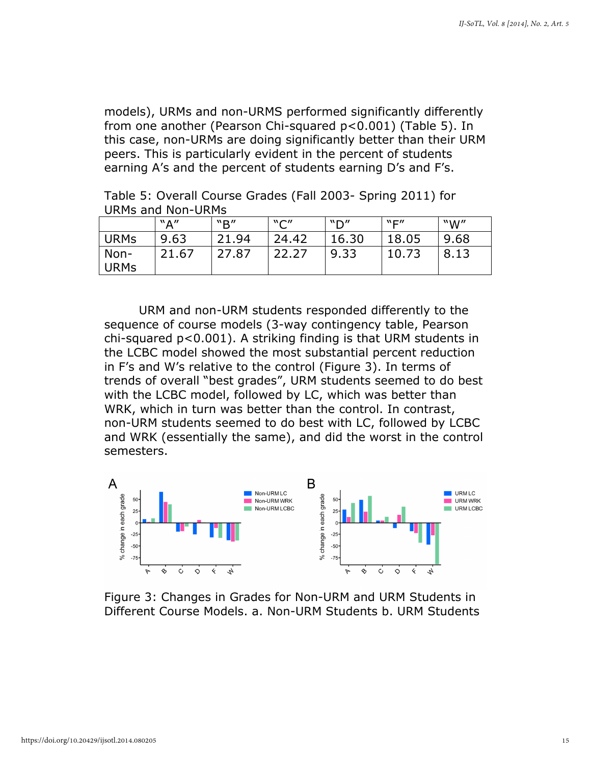models), URMs and non-URMS performed significantly differently from one another (Pearson Chi-squared $p<0.001$) (Table 5). In this case, non-URMs are doing significantly better than their URM peers. This is particularly evident in the percent of students earning A's and the percent of students earning D's and F's.

Table 5: Overall Course Grades (Fall 2003- Spring 2011) for URMs and Non-URMs

| | "A" | "B" | "C" | "D" | "F" | "W" |
|---|---|---|---|---|---|---|
| URMs | 9.63 | 21.94 | 24.42 | 16.30 | 18.05 | 9.68 |
| Non-URMs | 21.67 | 27.87 | 22.27 | 9.33 | 10.73 | 8.13 |

URM and non-URM students responded differently to the sequence of course models (3-way contingency table, Pearson chi-squared $p<0.001$). A striking finding is that URM students in the LCBC model showed the most substantial percent reduction in F's and W's relative to the control (Figure 3). In terms of trends of overall "best grades", URM students seemed to do best with the LCBC model, followed by LC, which was better than WRK, which in turn was better than the control. In contrast, non-URM students seemed to do best with LC, followed by LCBC and WRK (essentially the same), and did the worst in the control semesters.

Figure 3: Changes in Grades for Non-URM and URM Students in Different Course Models. a. Non-URM Students b. URM Students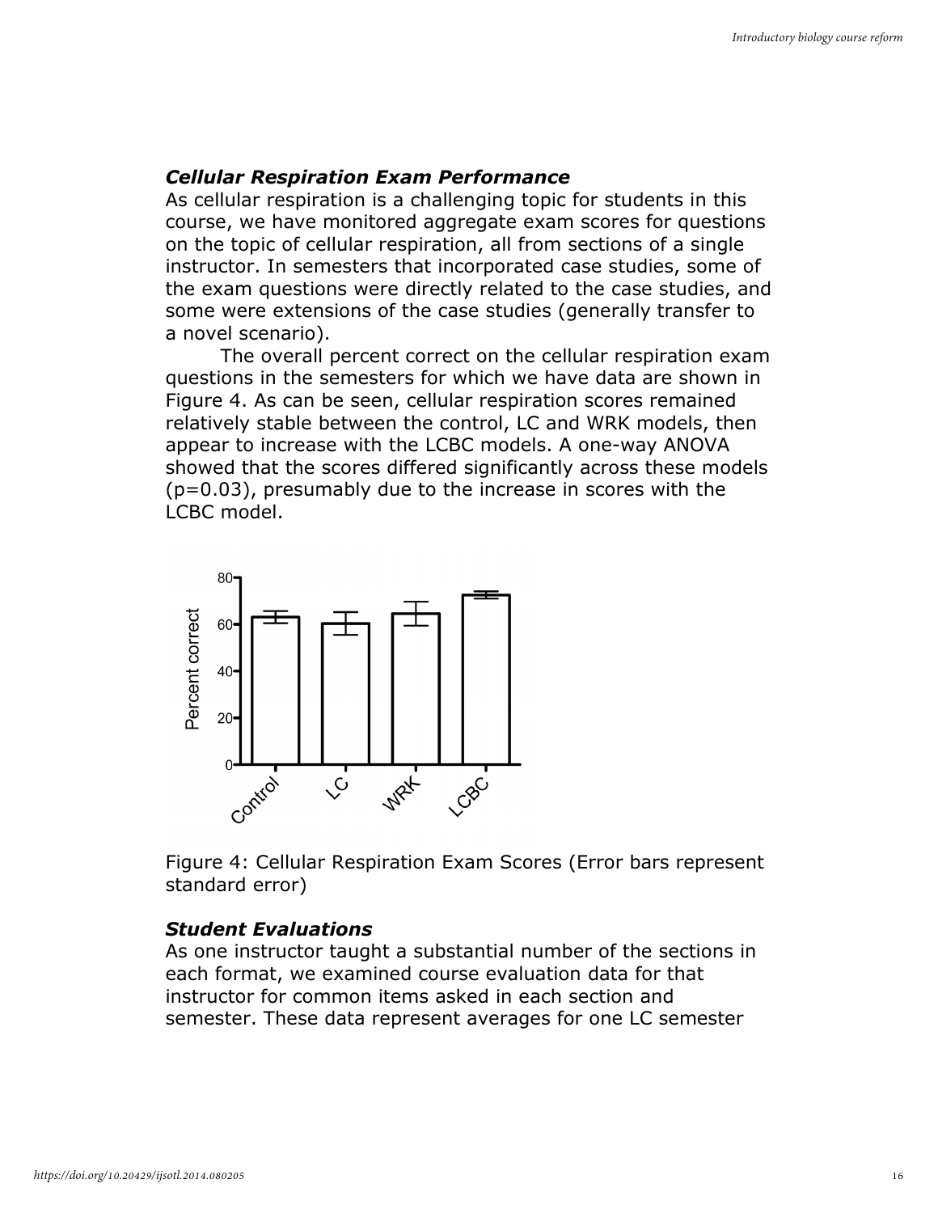### *Cellular Respiration Exam Performance*

As cellular respiration is a challenging topic for students in this course, we have monitored aggregate exam scores for questions on the topic of cellular respiration, all from sections of a single instructor. In semesters that incorporated case studies, some of the exam questions were directly related to the case studies, and some were extensions of the case studies (generally transfer to a novel scenario).

The overall percent correct on the cellular respiration exam questions in the semesters for which we have data are shown in Figure 4. As can be seen, cellular respiration scores remained relatively stable between the control, LC and WRK models, then appear to increase with the LCBC models. A one-way ANOVA showed that the scores differed significantly across these models ($p=0.03$), presumably due to the increase in scores with the LCBC model.

Figure 4: Cellular Respiration Exam Scores (Error bars represent standard error)

### *Student Evaluations*

As one instructor taught a substantial number of the sections in each format, we examined course evaluation data for that instructor for common items asked in each section and semester. These data represent averages for one LC semester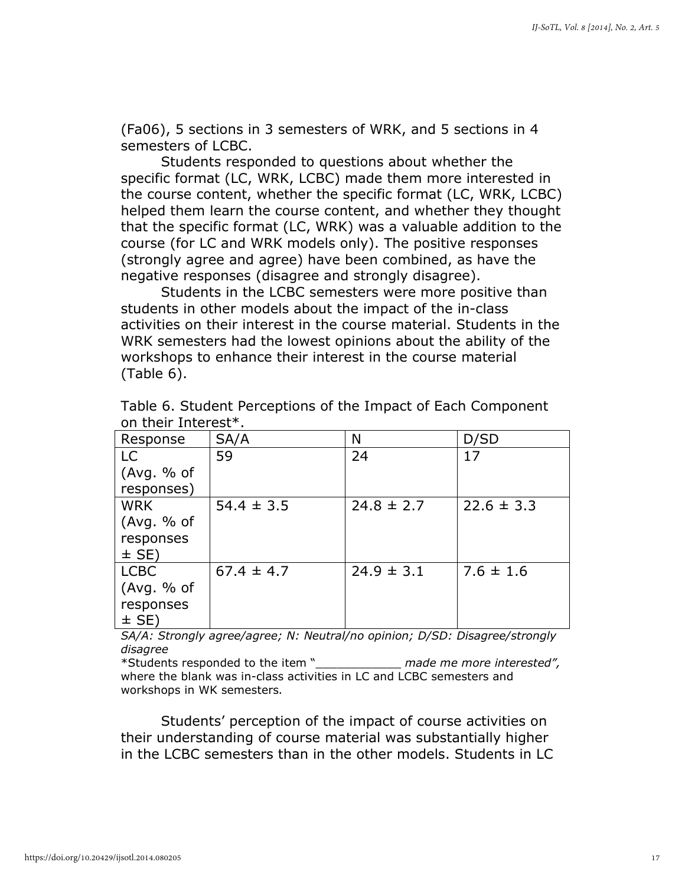(Fa06), 5 sections in 3 semesters of WRK, and 5 sections in 4 semesters of LCBC.

Students responded to questions about whether the specific format (LC, WRK, LCBC) made them more interested in the course content, whether the specific format (LC, WRK, LCBC) helped them learn the course content, and whether they thought that the specific format (LC, WRK) was a valuable addition to the course (for LC and WRK models only). The positive responses (strongly agree and agree) have been combined, as have the negative responses (disagree and strongly disagree).

Students in the LCBC semesters were more positive than students in other models about the impact of the in-class activities on their interest in the course material. Students in the WRK semesters had the lowest opinions about the ability of the workshops to enhance their interest in the course material (Table 6).

Table 6. Student Perceptions of the Impact of Each Component on their Interest*.

| Response | SA/A | N | D/SD |
|---|---|---|---|
| LC (Avg. % of responses) | 59 | 24 | 17 |
| WRK (Avg. % of responses ± SE) | 54.4 ± 3.5 | 24.8 ± 2.7 | 22.6 ± 3.3 |
| LCBC (Avg. % of responses ± SE) | 67.4 ± 4.7 | 24.9 ± 3.1 | 7.6 ± 1.6 |

*SA/A: Strongly agree/agree; N: Neutral/no opinion; D/SD: Disagree/strongly disagree*

*Students responded to the item "____________ *made me more interested",* where the blank was in-class activities in LC and LCBC semesters and workshops in WK semesters.

Students' perception of the impact of course activities on their understanding of course material was substantially higher in the LCBC semesters than in the other models. Students in LC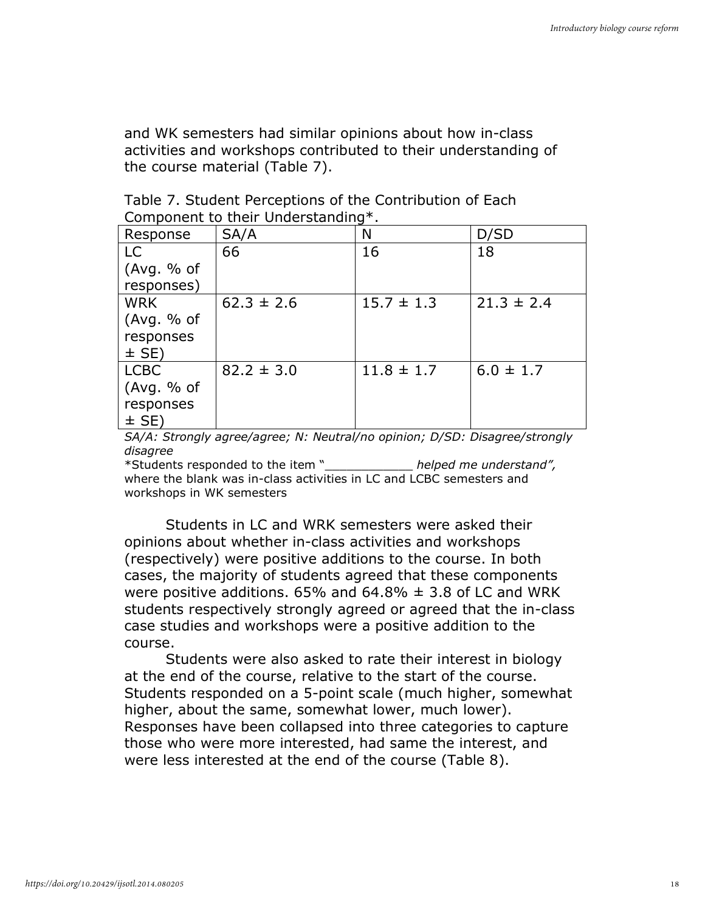and WK semesters had similar opinions about how in-class activities and workshops contributed to their understanding of the course material (Table 7).

Table 7. Student Perceptions of the Contribution of Each Component to their Understanding*.

| Response | SA/A | N | D/SD |
|---|---|---|---|
| LC (Avg. % of responses) | 66 | 16 | 18 |
| WRK (Avg. % of responses ± SE) | 62.3 ± 2.6 | 15.7 ± 1.3 | 21.3 ± 2.4 |
| LCBC (Avg. % of responses ± SE) | 82.2 ± 3.0 | 11.8 ± 1.7 | 6.0 ± 1.7 |

*SA/A: Strongly agree/agree; N: Neutral/no opinion; D/SD: Disagree/strongly disagree*

*Students responded to the item "___________ *helped me understand",* where the blank was in-class activities in LC and LCBC semesters and workshops in WK semesters

Students in LC and WRK semesters were asked their opinions about whether in-class activities and workshops (respectively) were positive additions to the course. In both cases, the majority of students agreed that these components were positive additions. 65% and 64.8% ± 3.8 of LC and WRK students respectively strongly agreed or agreed that the in-class case studies and workshops were a positive addition to the course.

Students were also asked to rate their interest in biology at the end of the course, relative to the start of the course. Students responded on a 5-point scale (much higher, somewhat higher, about the same, somewhat lower, much lower). Responses have been collapsed into three categories to capture those who were more interested, had same the interest, and were less interested at the end of the course (Table 8).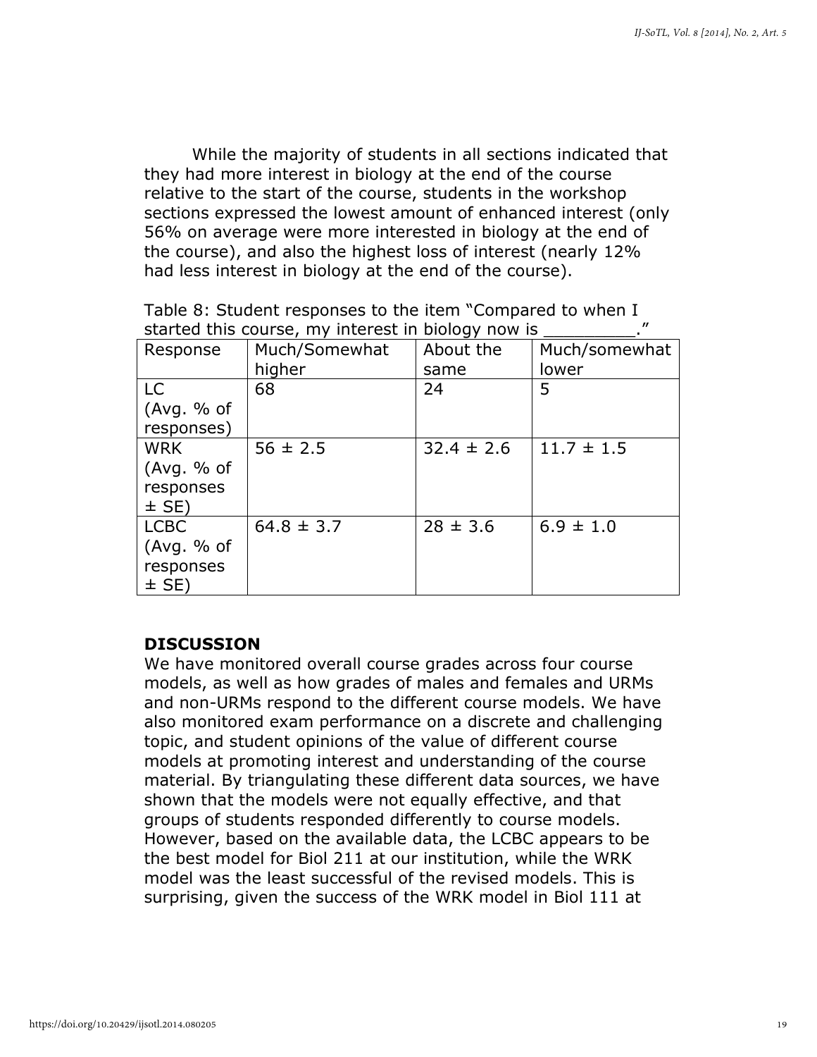While the majority of students in all sections indicated that they had more interest in biology at the end of the course relative to the start of the course, students in the workshop sections expressed the lowest amount of enhanced interest (only 56% on average were more interested in biology at the end of the course), and also the highest loss of interest (nearly 12% had less interest in biology at the end of the course).

Table 8: Student responses to the item "Compared to when I started this course, my interest in biology now is _________."

| Response | Much/Somewhat higher | About the same | Much/somewhat lower |
|---|---|---|---|
| LC (Avg. % of responses) | 68 | 24 | 5 |
| WRK (Avg. % of responses ± SE) | 56 ± 2.5 | 32.4 ± 2.6 | 11.7 ± 1.5 |
| LCBC (Avg. % of responses ± SE) | 64.8 ± 3.7 | 28 ± 3.6 | 6.9 ± 1.0 |

## DISCUSSION

We have monitored overall course grades across four course models, as well as how grades of males and females and URMs and non-URMs respond to the different course models. We have also monitored exam performance on a discrete and challenging topic, and student opinions of the value of different course models at promoting interest and understanding of the course material. By triangulating these different data sources, we have shown that the models were not equally effective, and that groups of students responded differently to course models. However, based on the available data, the LCBC appears to be the best model for Biol 211 at our institution, while the WRK model was the least successful of the revised models. This is surprising, given the success of the WRK model in Biol 111 at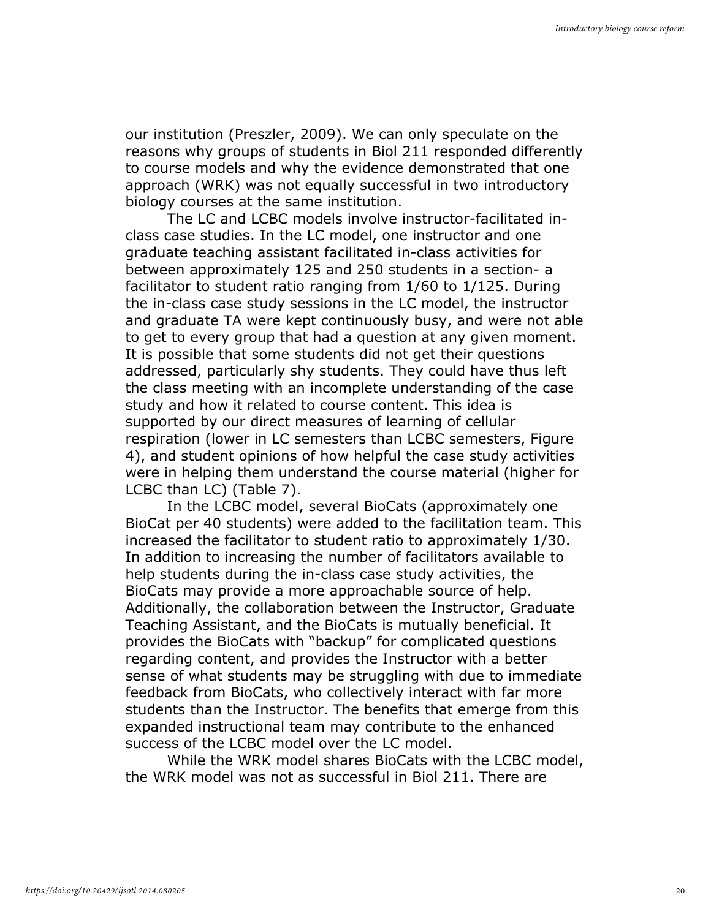our institution (Preszler, 2009). We can only speculate on the reasons why groups of students in Biol 211 responded differently to course models and why the evidence demonstrated that one approach (WRK) was not equally successful in two introductory biology courses at the same institution.

The LC and LCBC models involve instructor-facilitated in-class case studies. In the LC model, one instructor and one graduate teaching assistant facilitated in-class activities for between approximately 125 and 250 students in a section- a facilitator to student ratio ranging from 1/60 to 1/125. During the in-class case study sessions in the LC model, the instructor and graduate TA were kept continuously busy, and were not able to get to every group that had a question at any given moment. It is possible that some students did not get their questions addressed, particularly shy students. They could have thus left the class meeting with an incomplete understanding of the case study and how it related to course content. This idea is supported by our direct measures of learning of cellular respiration (lower in LC semesters than LCBC semesters, Figure 4), and student opinions of how helpful the case study activities were in helping them understand the course material (higher for LCBC than LC) (Table 7).

In the LCBC model, several BioCats (approximately one BioCat per 40 students) were added to the facilitation team. This increased the facilitator to student ratio to approximately 1/30. In addition to increasing the number of facilitators available to help students during the in-class case study activities, the BioCats may provide a more approachable source of help. Additionally, the collaboration between the Instructor, Graduate Teaching Assistant, and the BioCats is mutually beneficial. It provides the BioCats with "backup" for complicated questions regarding content, and provides the Instructor with a better sense of what students may be struggling with due to immediate feedback from BioCats, who collectively interact with far more students than the Instructor. The benefits that emerge from this expanded instructional team may contribute to the enhanced success of the LCBC model over the LC model.

While the WRK model shares BioCats with the LCBC model, the WRK model was not as successful in Biol 211. There are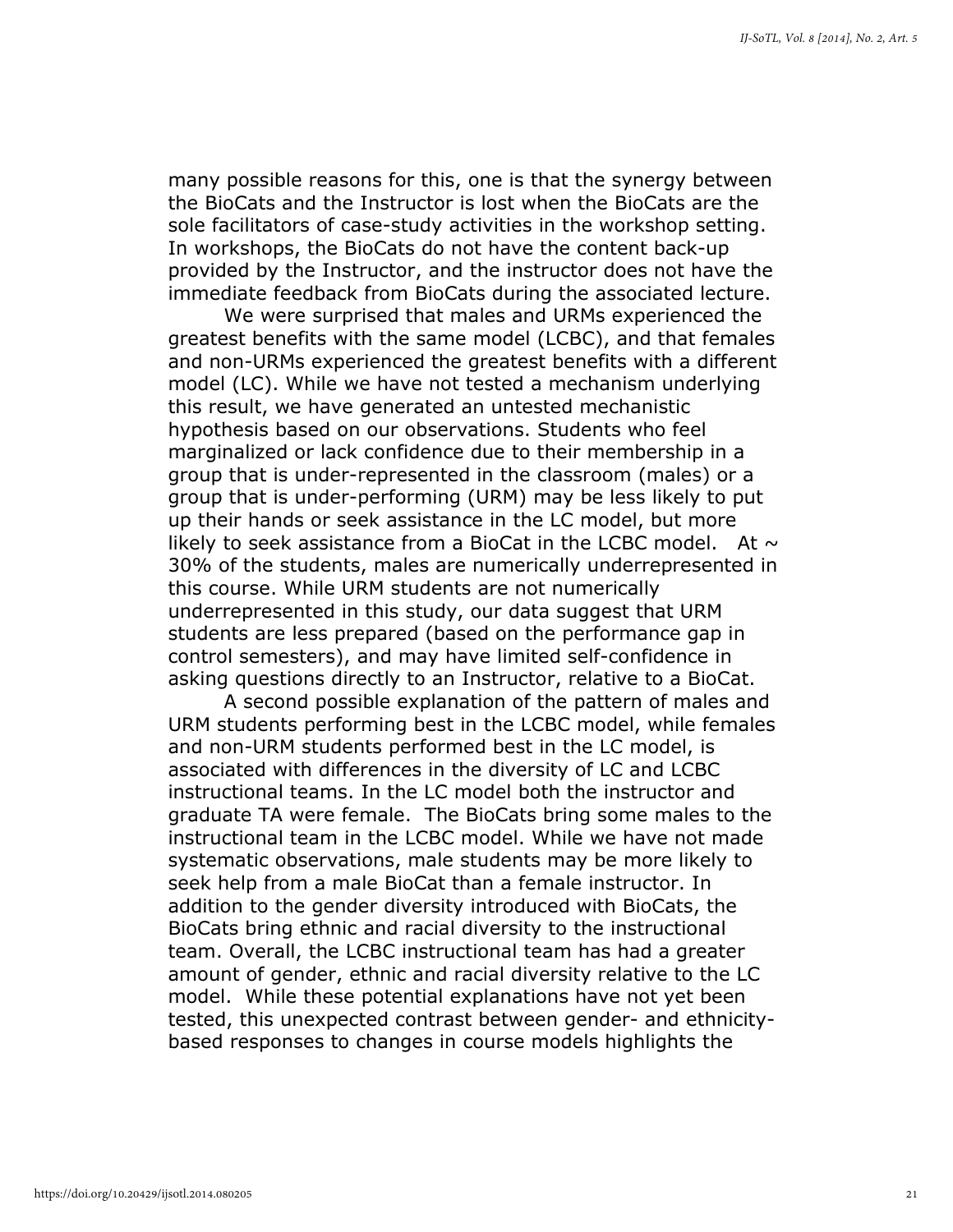many possible reasons for this, one is that the synergy between the BioCats and the Instructor is lost when the BioCats are the sole facilitators of case-study activities in the workshop setting. In workshops, the BioCats do not have the content back-up provided by the Instructor, and the instructor does not have the immediate feedback from BioCats during the associated lecture.

We were surprised that males and URMs experienced the greatest benefits with the same model (LCBC), and that females and non-URMs experienced the greatest benefits with a different model (LC). While we have not tested a mechanism underlying this result, we have generated an untested mechanistic hypothesis based on our observations. Students who feel marginalized or lack confidence due to their membership in a group that is under-represented in the classroom (males) or a group that is under-performing (URM) may be less likely to put up their hands or seek assistance in the LC model, but more likely to seek assistance from a BioCat in the LCBC model. At ~ 30% of the students, males are numerically underrepresented in this course. While URM students are not numerically underrepresented in this study, our data suggest that URM students are less prepared (based on the performance gap in control semesters), and may have limited self-confidence in asking questions directly to an Instructor, relative to a BioCat.

A second possible explanation of the pattern of males and URM students performing best in the LCBC model, while females and non-URM students performed best in the LC model, is associated with differences in the diversity of LC and LCBC instructional teams. In the LC model both the instructor and graduate TA were female. The BioCats bring some males to the instructional team in the LCBC model. While we have not made systematic observations, male students may be more likely to seek help from a male BioCat than a female instructor. In addition to the gender diversity introduced with BioCats, the BioCats bring ethnic and racial diversity to the instructional team. Overall, the LCBC instructional team has had a greater amount of gender, ethnic and racial diversity relative to the LC model. While these potential explanations have not yet been tested, this unexpected contrast between gender- and ethnicity-based responses to changes in course models highlights the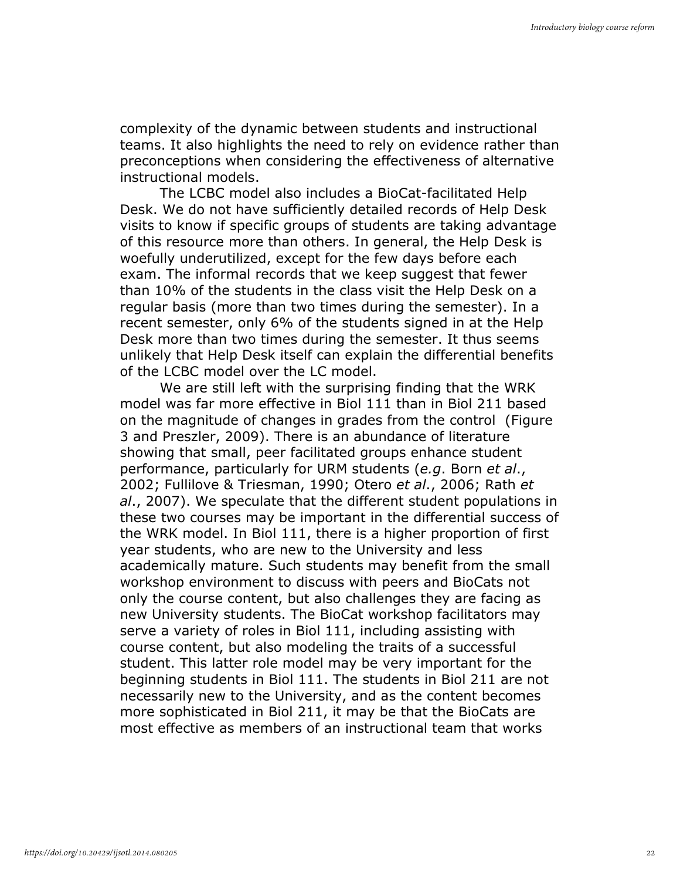complexity of the dynamic between students and instructional teams. It also highlights the need to rely on evidence rather than preconceptions when considering the effectiveness of alternative instructional models.

The LCBC model also includes a BioCat-facilitated Help Desk. We do not have sufficiently detailed records of Help Desk visits to know if specific groups of students are taking advantage of this resource more than others. In general, the Help Desk is woefully underutilized, except for the few days before each exam. The informal records that we keep suggest that fewer than 10% of the students in the class visit the Help Desk on a regular basis (more than two times during the semester). In a recent semester, only 6% of the students signed in at the Help Desk more than two times during the semester. It thus seems unlikely that Help Desk itself can explain the differential benefits of the LCBC model over the LC model.

We are still left with the surprising finding that the WRK model was far more effective in Biol 111 than in Biol 211 based on the magnitude of changes in grades from the control (Figure 3 and Preszler, 2009). There is an abundance of literature showing that small, peer facilitated groups enhance student performance, particularly for URM students (*e.g*. Born *et al*., 2002; Fullilove & Triesman, 1990; Otero *et al*., 2006; Rath *et al*., 2007). We speculate that the different student populations in these two courses may be important in the differential success of the WRK model. In Biol 111, there is a higher proportion of first year students, who are new to the University and less academically mature. Such students may benefit from the small workshop environment to discuss with peers and BioCats not only the course content, but also challenges they are facing as new University students. The BioCat workshop facilitators may serve a variety of roles in Biol 111, including assisting with course content, but also modeling the traits of a successful student. This latter role model may be very important for the beginning students in Biol 111. The students in Biol 211 are not necessarily new to the University, and as the content becomes more sophisticated in Biol 211, it may be that the BioCats are most effective as members of an instructional team that works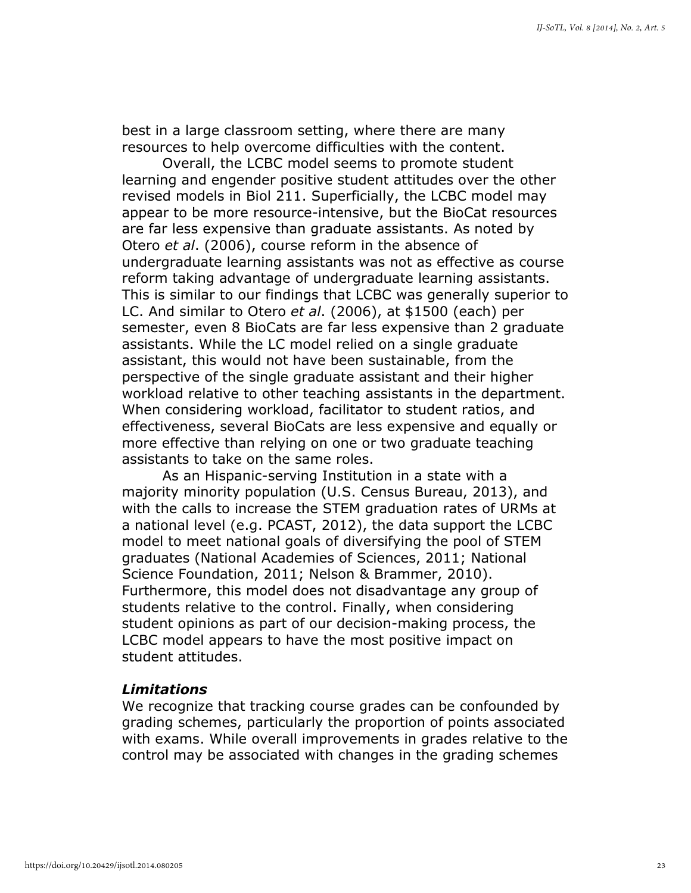best in a large classroom setting, where there are many resources to help overcome difficulties with the content.

Overall, the LCBC model seems to promote student learning and engender positive student attitudes over the other revised models in Biol 211. Superficially, the LCBC model may appear to be more resource-intensive, but the BioCat resources are far less expensive than graduate assistants. As noted by Otero *et al*. (2006), course reform in the absence of undergraduate learning assistants was not as effective as course reform taking advantage of undergraduate learning assistants. This is similar to our findings that LCBC was generally superior to LC. And similar to Otero *et al*. (2006), at $1500 (each) per semester, even 8 BioCats are far less expensive than 2 graduate assistants. While the LC model relied on a single graduate assistant, this would not have been sustainable, from the perspective of the single graduate assistant and their higher workload relative to other teaching assistants in the department. When considering workload, facilitator to student ratios, and effectiveness, several BioCats are less expensive and equally or more effective than relying on one or two graduate teaching assistants to take on the same roles.

As an Hispanic-serving Institution in a state with a majority minority population (U.S. Census Bureau, 2013), and with the calls to increase the STEM graduation rates of URMs at a national level (e.g. PCAST, 2012), the data support the LCBC model to meet national goals of diversifying the pool of STEM graduates (National Academies of Sciences, 2011; National Science Foundation, 2011; Nelson & Brammer, 2010). Furthermore, this model does not disadvantage any group of students relative to the control. Finally, when considering student opinions as part of our decision-making process, the LCBC model appears to have the most positive impact on student attitudes.

### *Limitations*

We recognize that tracking course grades can be confounded by grading schemes, particularly the proportion of points associated with exams. While overall improvements in grades relative to the control may be associated with changes in the grading schemes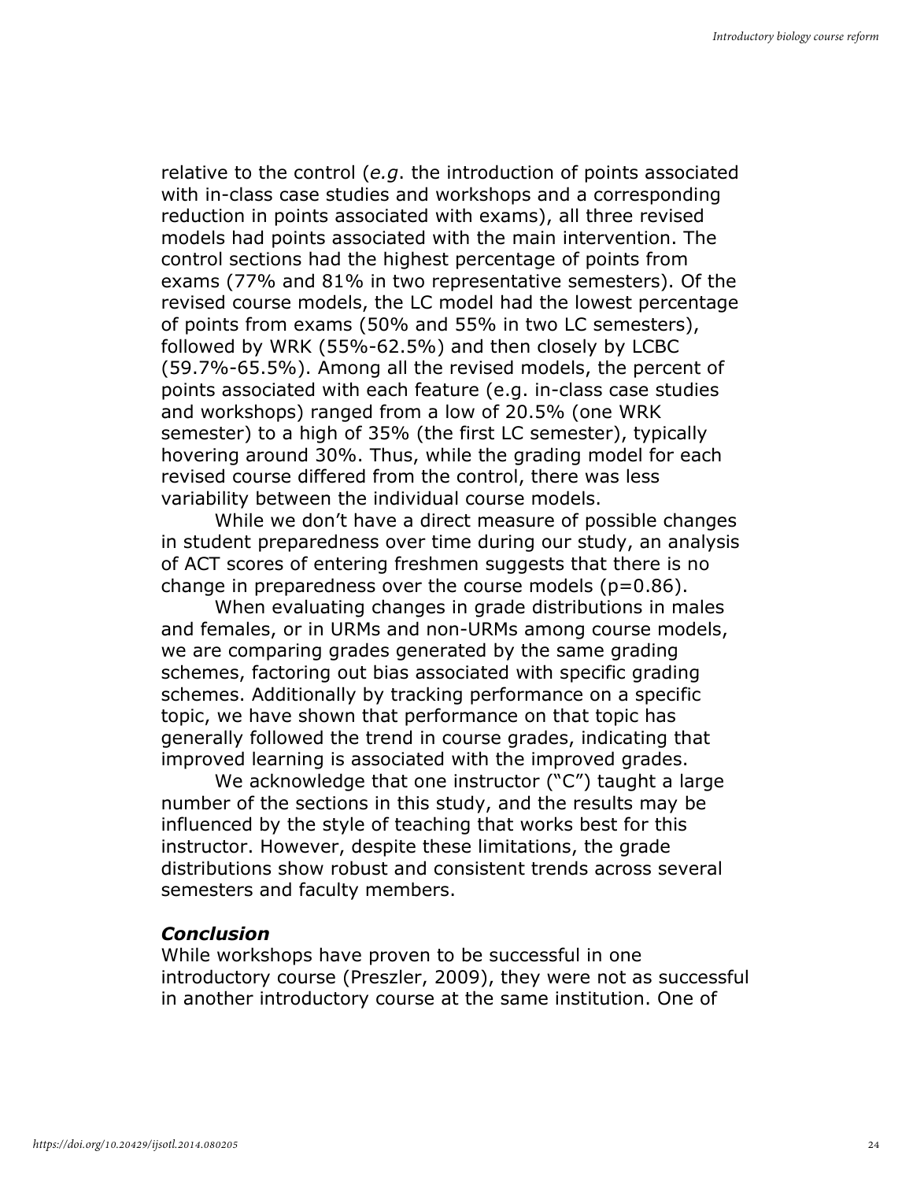relative to the control (*e.g*. the introduction of points associated with in-class case studies and workshops and a corresponding reduction in points associated with exams), all three revised models had points associated with the main intervention. The control sections had the highest percentage of points from exams (77% and 81% in two representative semesters). Of the revised course models, the LC model had the lowest percentage of points from exams (50% and 55% in two LC semesters), followed by WRK (55%-62.5%) and then closely by LCBC (59.7%-65.5%). Among all the revised models, the percent of points associated with each feature (e.g. in-class case studies and workshops) ranged from a low of 20.5% (one WRK semester) to a high of 35% (the first LC semester), typically hovering around 30%. Thus, while the grading model for each revised course differed from the control, there was less variability between the individual course models.

While we don't have a direct measure of possible changes in student preparedness over time during our study, an analysis of ACT scores of entering freshmen suggests that there is no change in preparedness over the course models ($p=0.86$).

When evaluating changes in grade distributions in males and females, or in URMs and non-URMs among course models, we are comparing grades generated by the same grading schemes, factoring out bias associated with specific grading schemes. Additionally by tracking performance on a specific topic, we have shown that performance on that topic has generally followed the trend in course grades, indicating that improved learning is associated with the improved grades.

We acknowledge that one instructor ("C") taught a large number of the sections in this study, and the results may be influenced by the style of teaching that works best for this instructor. However, despite these limitations, the grade distributions show robust and consistent trends across several semesters and faculty members.

### *Conclusion*

While workshops have proven to be successful in one introductory course (Preszler, 2009), they were not as successful in another introductory course at the same institution. One of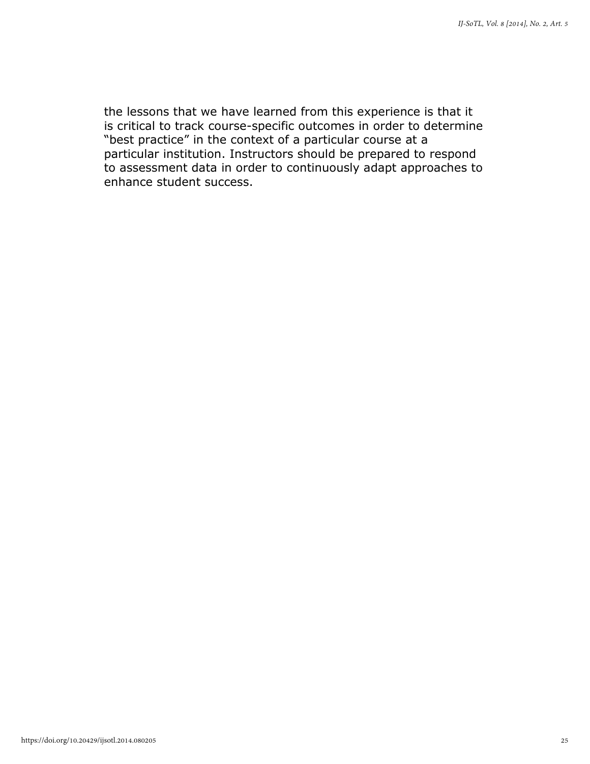the lessons that we have learned from this experience is that it is critical to track course-specific outcomes in order to determine “best practice” in the context of a particular course at a particular institution. Instructors should be prepared to respond to assessment data in order to continuously adapt approaches to enhance student success.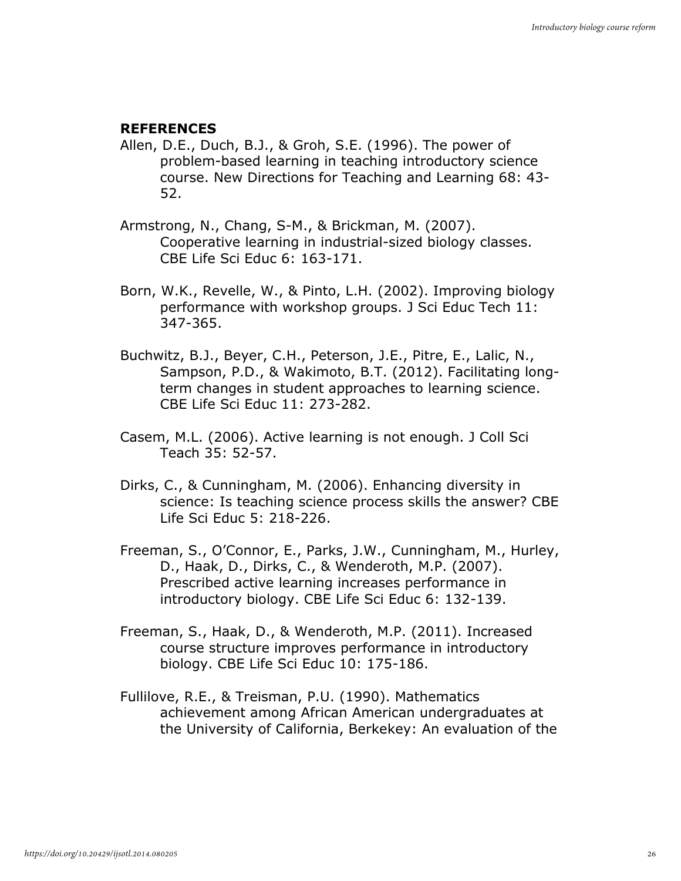## REFERENCES

Allen, D.E., Duch, B.J., & Groh, S.E. (1996). The power of problem-based learning in teaching introductory science course. New Directions for Teaching and Learning 68: 43-52.

Armstrong, N., Chang, S-M., & Brickman, M. (2007). Cooperative learning in industrial-sized biology classes. CBE Life Sci Educ 6: 163-171.

Born, W.K., Revelle, W., & Pinto, L.H. (2002). Improving biology performance with workshop groups. J Sci Educ Tech 11: 347-365.

Buchwitz, B.J., Beyer, C.H., Peterson, J.E., Pitre, E., Lalic, N., Sampson, P.D., & Wakimoto, B.T. (2012). Facilitating long-term changes in student approaches to learning science. CBE Life Sci Educ 11: 273-282.

Casem, M.L. (2006). Active learning is not enough. J Coll Sci Teach 35: 52-57.

Dirks, C., & Cunningham, M. (2006). Enhancing diversity in science: Is teaching science process skills the answer? CBE Life Sci Educ 5: 218-226.

Freeman, S., O'Connor, E., Parks, J.W., Cunningham, M., Hurley, D., Haak, D., Dirks, C., & Wenderoth, M.P. (2007). Prescribed active learning increases performance in introductory biology. CBE Life Sci Educ 6: 132-139.

Freeman, S., Haak, D., & Wenderoth, M.P. (2011). Increased course structure improves performance in introductory biology. CBE Life Sci Educ 10: 175-186.

Fullilove, R.E., & Treisman, P.U. (1990). Mathematics achievement among African American undergraduates at the University of California, Berkekey: An evaluation of the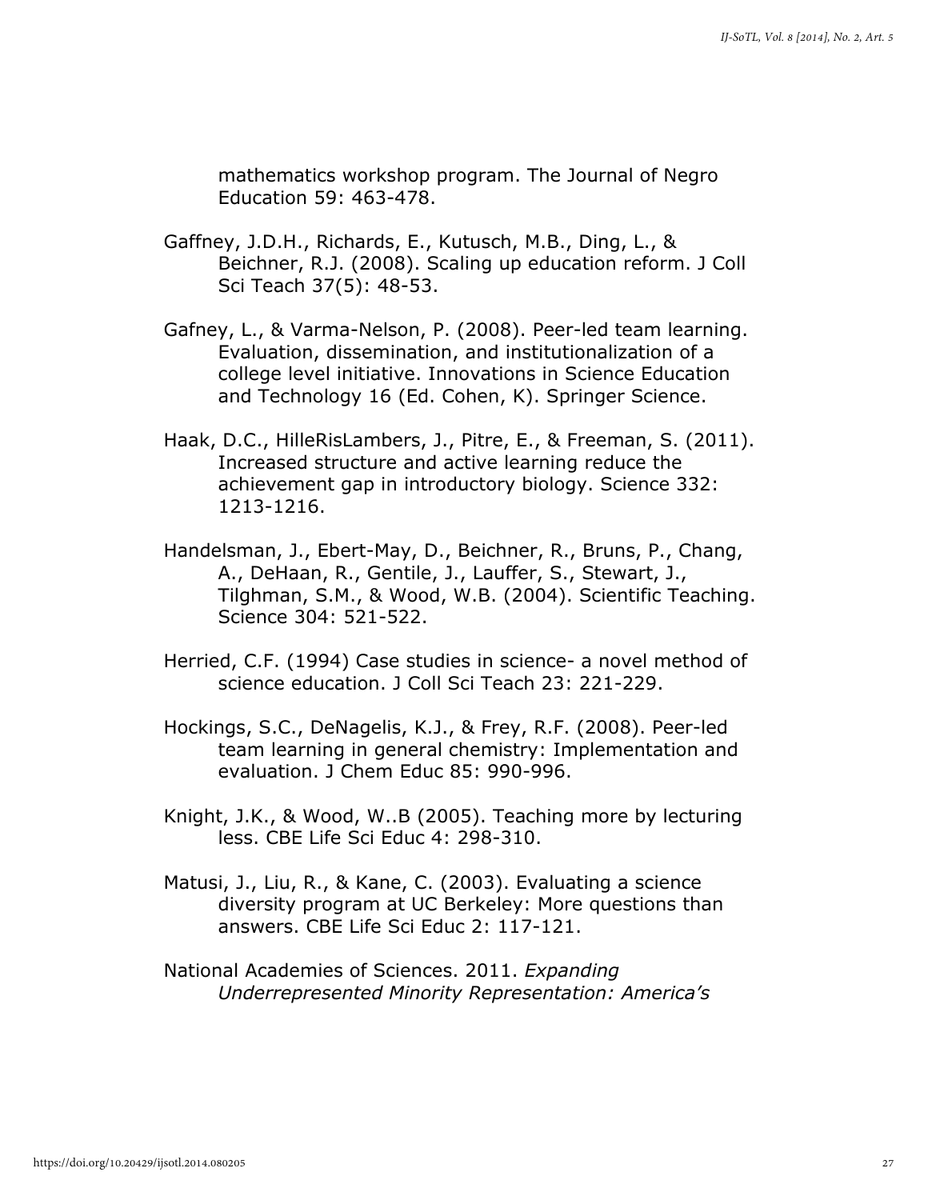mathematics workshop program. The Journal of Negro Education 59: 463-478.

Gaffney, J.D.H., Richards, E., Kutusch, M.B., Ding, L., & Beichner, R.J. (2008). Scaling up education reform. J Coll Sci Teach 37(5): 48-53.

Gafney, L., & Varma-Nelson, P. (2008). Peer-led team learning. Evaluation, dissemination, and institutionalization of a college level initiative. Innovations in Science Education and Technology 16 (Ed. Cohen, K). Springer Science.

Haak, D.C., HilleRisLambers, J., Pitre, E., & Freeman, S. (2011). Increased structure and active learning reduce the achievement gap in introductory biology. Science 332: 1213-1216.

Handelsman, J., Ebert-May, D., Beichner, R., Bruns, P., Chang, A., DeHaan, R., Gentile, J., Lauffer, S., Stewart, J., Tilghman, S.M., & Wood, W.B. (2004). Scientific Teaching. Science 304: 521-522.

Herried, C.F. (1994) Case studies in science- a novel method of science education. J Coll Sci Teach 23: 221-229.

Hockings, S.C., DeNagelis, K.J., & Frey, R.F. (2008). Peer-led team learning in general chemistry: Implementation and evaluation. J Chem Educ 85: 990-996.

Knight, J.K., & Wood, W..B (2005). Teaching more by lecturing less. CBE Life Sci Educ 4: 298-310.

Matusi, J., Liu, R., & Kane, C. (2003). Evaluating a science diversity program at UC Berkeley: More questions than answers. CBE Life Sci Educ 2: 117-121.

National Academies of Sciences. 2011. *Expanding Underrepresented Minority Representation: America's*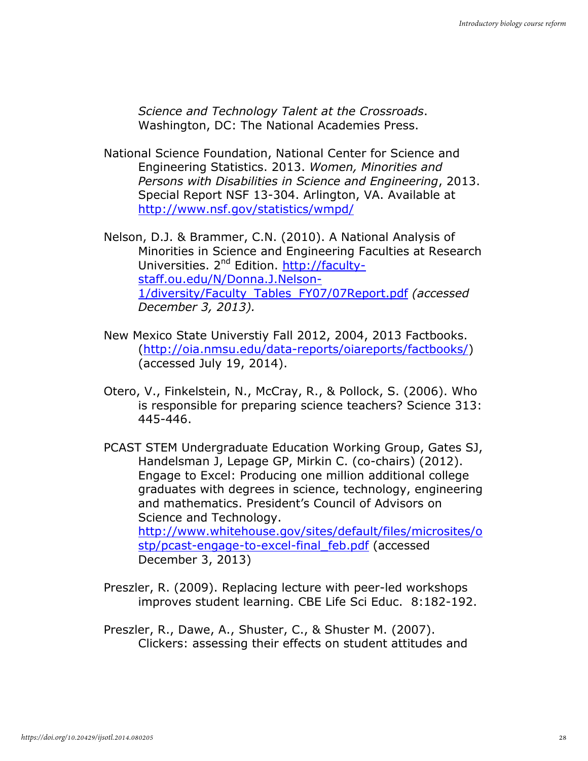*Science and Technology Talent at the Crossroads*. Washington, DC: The National Academies Press.

National Science Foundation, National Center for Science and Engineering Statistics. 2013. *Women, Minorities and Persons with Disabilities in Science and Engineering*, 2013. Special Report NSF 13-304. Arlington, VA. Available at http://www.nsf.gov/statistics/wmpd/

Nelson, D.J. & Brammer, C.N. (2010). A National Analysis of Minorities in Science and Engineering Faculties at Research Universities. 2nd Edition. http://faculty-staff.ou.edu/N/Donna.J.Nelson-1/diversity/Faculty_Tables_FY07/07Report.pdf *(accessed December 3, 2013).*

New Mexico State Universtiy Fall 2012, 2004, 2013 Factbooks. (http://oia.nmsu.edu/data-reports/oiareports/factbooks/) (accessed July 19, 2014).

Otero, V., Finkelstein, N., McCray, R., & Pollock, S. (2006). Who is responsible for preparing science teachers? Science 313: 445-446.

PCAST STEM Undergraduate Education Working Group, Gates SJ, Handelsman J, Lepage GP, Mirkin C. (co-chairs) (2012). Engage to Excel: Producing one million additional college graduates with degrees in science, technology, engineering and mathematics. President's Council of Advisors on Science and Technology. http://www.whitehouse.gov/sites/default/files/microsites/ostp/pcast-engage-to-excel-final_feb.pdf (accessed December 3, 2013)

Preszler, R. (2009). Replacing lecture with peer-led workshops improves student learning. CBE Life Sci Educ. 8:182-192.

Preszler, R., Dawe, A., Shuster, C., & Shuster M. (2007). Clickers: assessing their effects on student attitudes and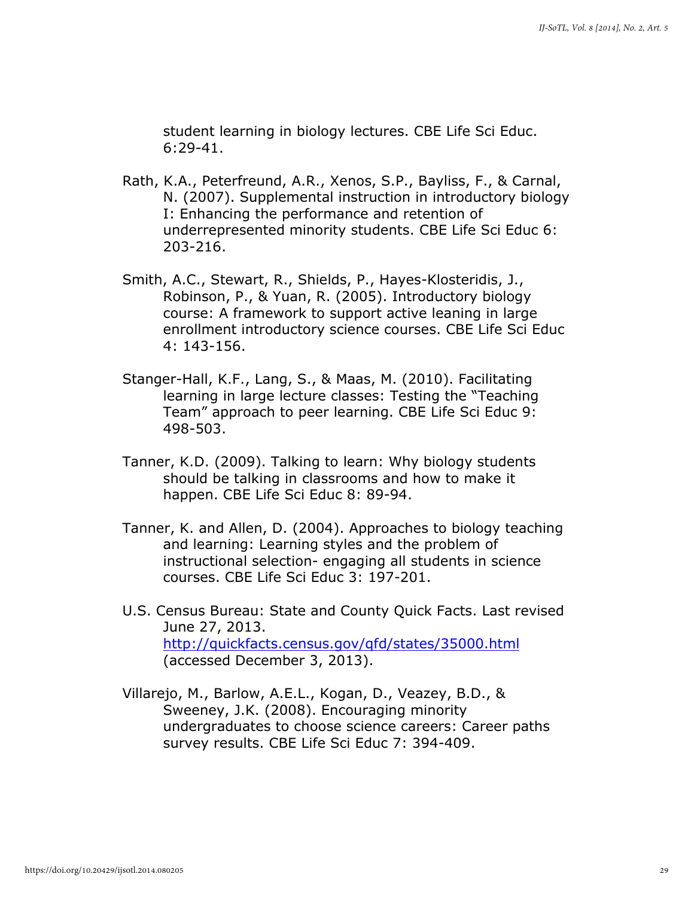student learning in biology lectures. CBE Life Sci Educ. 6:29-41.

Rath, K.A., Peterfreund, A.R., Xenos, S.P., Bayliss, F., & Carnal, N. (2007). Supplemental instruction in introductory biology I: Enhancing the performance and retention of underrepresented minority students. CBE Life Sci Educ 6: 203-216.

Smith, A.C., Stewart, R., Shields, P., Hayes-Klosteridis, J., Robinson, P., & Yuan, R. (2005). Introductory biology course: A framework to support active leaning in large enrollment introductory science courses. CBE Life Sci Educ 4: 143-156.

Stanger-Hall, K.F., Lang, S., & Maas, M. (2010). Facilitating learning in large lecture classes: Testing the "Teaching Team" approach to peer learning. CBE Life Sci Educ 9: 498-503.

Tanner, K.D. (2009). Talking to learn: Why biology students should be talking in classrooms and how to make it happen. CBE Life Sci Educ 8: 89-94.

Tanner, K. and Allen, D. (2004). Approaches to biology teaching and learning: Learning styles and the problem of instructional selection- engaging all students in science courses. CBE Life Sci Educ 3: 197-201.

U.S. Census Bureau: State and County Quick Facts. Last revised June 27, 2013. http://quickfacts.census.gov/qfd/states/35000.html (accessed December 3, 2013).

Villarejo, M., Barlow, A.E.L., Kogan, D., Veazey, B.D., & Sweeney, J.K. (2008). Encouraging minority undergraduates to choose science careers: Career paths survey results. CBE Life Sci Educ 7: 394-409.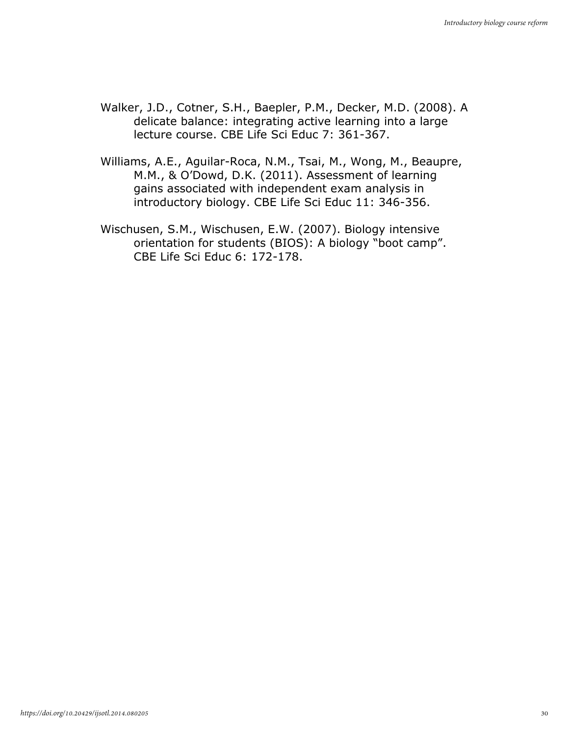Walker, J.D., Cotner, S.H., Baepler, P.M., Decker, M.D. (2008). A delicate balance: integrating active learning into a large lecture course. CBE Life Sci Educ 7: 361-367.

Williams, A.E., Aguilar-Roca, N.M., Tsai, M., Wong, M., Beaupre, M.M., & O'Dowd, D.K. (2011). Assessment of learning gains associated with independent exam analysis in introductory biology. CBE Life Sci Educ 11: 346-356.

Wischusen, S.M., Wischusen, E.W. (2007). Biology intensive orientation for students (BIOS): A biology "boot camp". CBE Life Sci Educ 6: 172-178.